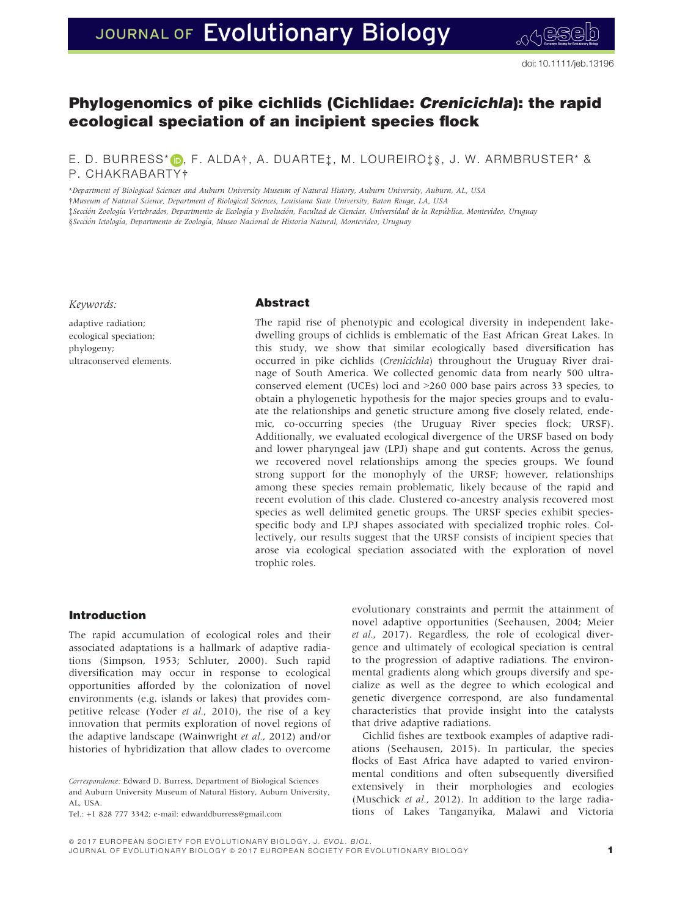# Phylogenomics of pike cichlids (Cichlidae: *Crenicichla*): the rapid ecological speciation of an incipient species flock

E. D. BURRESS*, F. ALDA†, A. DUARTE‡, M. LOUREIRO‡§, J. W. ARMBRUSTER* & P. CHAKRABARTY†

*Department of Biological Sciences and Auburn University Museum of Natural History, Auburn University, Auburn, AL, USA
†Museum of Natural Science, Department of Biological Sciences, Louisiana State University, Baton Rouge, LA, USA
‡Sección Zoología Vertebrados, Departmento de Ecología y Evolución, Facultad de Ciencias, Universidad de la República, Montevideo, Uruguay
§Sección Ictología, Departmento de Zoología, Museo Nacional de Historia Natural, Montevideo, Uruguay

*Keywords:*

adaptive radiation;
ecological speciation;
phylogeny;
ultraconserved elements.

## Abstract

The rapid rise of phenotypic and ecological diversity in independent lake-dwelling groups of cichlids is emblematic of the East African Great Lakes. In this study, we show that similar ecologically based diversification has occurred in pike cichlids (*Crenicichla*) throughout the Uruguay River drainage of South America. We collected genomic data from nearly 500 ultraconserved element (UCEs) loci and >260 000 base pairs across 33 species, to obtain a phylogenetic hypothesis for the major species groups and to evaluate the relationships and genetic structure among five closely related, endemic, co-occurring species (the Uruguay River species flock; URSF). Additionally, we evaluated ecological divergence of the URSF based on body and lower pharyngeal jaw (LPJ) shape and gut contents. Across the genus, we recovered novel relationships among the species groups. We found strong support for the monophyly of the URSF; however, relationships among these species remain problematic, likely because of the rapid and recent evolution of this clade. Clustered co-ancestry analysis recovered most species as well delimited genetic groups. The URSF species exhibit species-specific body and LPJ shapes associated with specialized trophic roles. Collectively, our results suggest that the URSF consists of incipient species that arose via ecological speciation associated with the exploration of novel trophic roles.

## Introduction

The rapid accumulation of ecological roles and their associated adaptations is a hallmark of adaptive radiations (Simpson, 1953; Schluter, 2000). Such rapid diversification may occur in response to ecological opportunities afforded by the colonization of novel environments (e.g. islands or lakes) that provides competitive release (Yoder *et al.*, 2010), the rise of a key innovation that permits exploration of novel regions of the adaptive landscape (Wainwright *et al.*, 2012) and/or histories of hybridization that allow clades to overcome evolutionary constraints and permit the attainment of novel adaptive opportunities (Seehausen, 2004; Meier *et al.*, 2017). Regardless, the role of ecological divergence and ultimately of ecological speciation is central to the progression of adaptive radiations. The environmental gradients along which groups diversify and specialize as well as the degree to which ecological and genetic divergence correspond, are also fundamental characteristics that provide insight into the catalysts that drive adaptive radiations.

Cichlid fishes are textbook examples of adaptive radiations (Seehausen, 2015). In particular, the species flocks of East Africa have adapted to varied environmental conditions and often subsequently diversified extensively in their morphologies and ecologies (Muschick *et al.*, 2012). In addition to the large radiations of Lakes Tanganyika, Malawi and Victoria

*Correspondence:* Edward D. Burress, Department of Biological Sciences and Auburn University Museum of Natural History, Auburn University, AL, USA.
Tel.: +1 828 777 3342; e-mail: edwarddburress@gmail.com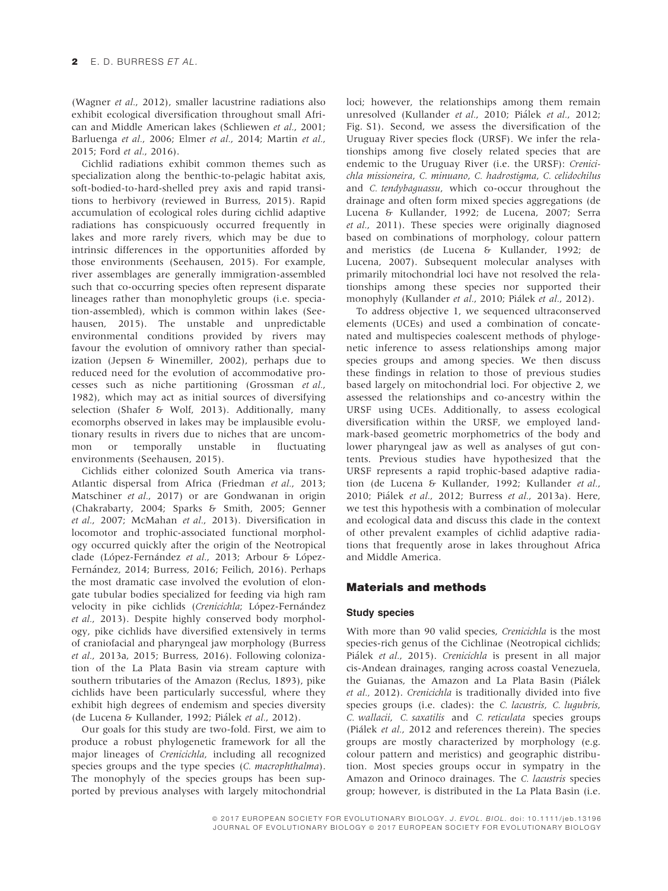(Wagner *et al.*, 2012), smaller lacustrine radiations also exhibit ecological diversification throughout small African and Middle American lakes (Schliewen *et al.*, 2001; Barluenga *et al.*, 2006; Elmer *et al.*, 2014; Martin *et al.*, 2015; Ford *et al.*, 2016).

Cichlid radiations exhibit common themes such as specialization along the benthic-to-pelagic habitat axis, soft-bodied-to-hard-shelled prey axis and rapid transitions to herbivory (reviewed in Burress, 2015). Rapid accumulation of ecological roles during cichlid adaptive radiations has conspicuously occurred frequently in lakes and more rarely rivers, which may be due to intrinsic differences in the opportunities afforded by those environments (Seehausen, 2015). For example, river assemblages are generally immigration-assembled such that co-occurring species often represent disparate lineages rather than monophyletic groups (i.e. speciation-assembled), which is common within lakes (Seehausen, 2015). The unstable and unpredictable environmental conditions provided by rivers may favour the evolution of omnivory rather than specialization (Jepsen & Winemiller, 2002), perhaps due to reduced need for the evolution of accommodative processes such as niche partitioning (Grossman *et al.*, 1982), which may act as initial sources of diversifying selection (Shafer & Wolf, 2013). Additionally, many ecomorphs observed in lakes may be implausible evolutionary results in rivers due to niches that are uncommon or temporally unstable in fluctuating environments (Seehausen, 2015).

Cichlids either colonized South America via trans-Atlantic dispersal from Africa (Friedman *et al.*, 2013; Matschiner *et al.*, 2017) or are Gondwanan in origin (Chakrabarty, 2004; Sparks & Smith, 2005; Genner *et al.*, 2007; McMahan *et al.*, 2013). Diversification in locomotor and trophic-associated functional morphology occurred quickly after the origin of the Neotropical clade (López-Fernández *et al.*, 2013; Arbour & López-Fernández, 2014; Burress, 2016; Feilich, 2016). Perhaps the most dramatic case involved the evolution of elongate tubular bodies specialized for feeding via high ram velocity in pike cichlids (*Crenicichla*; López-Fernández *et al.*, 2013). Despite highly conserved body morphology, pike cichlids have diversified extensively in terms of craniofacial and pharyngeal jaw morphology (Burress *et al.*, 2013a, 2015; Burress, 2016). Following colonization of the La Plata Basin via stream capture with southern tributaries of the Amazon (Reclus, 1893), pike cichlids have been particularly successful, where they exhibit high degrees of endemism and species diversity (de Lucena & Kullander, 1992; Piálek *et al.*, 2012).

Our goals for this study are two-fold. First, we aim to produce a robust phylogenetic framework for all the major lineages of *Crenicichla*, including all recognized species groups and the type species (*C. macrophthalma*). The monophyly of the species groups has been supported by previous analyses with largely mitochondrial loci; however, the relationships among them remain unresolved (Kullander *et al.*, 2010; Piálek *et al.*, 2012; Fig. S1). Second, we assess the diversification of the Uruguay River species flock (URSF). We infer the relationships among five closely related species that are endemic to the Uruguay River (i.e. the URSF): *Crenicichla missioneira*, *C. minuano*, *C. hadrostigma*, *C. celidochilus* and *C. tendybaguassu*, which co-occur throughout the drainage and often form mixed species aggregations (de Lucena & Kullander, 1992; de Lucena, 2007; Serra *et al.*, 2011). These species were originally diagnosed based on combinations of morphology, colour pattern and meristics (de Lucena & Kullander, 1992; de Lucena, 2007). Subsequent molecular analyses with primarily mitochondrial loci have not resolved the relationships among these species nor supported their monophyly (Kullander *et al.*, 2010; Piálek *et al.*, 2012).

To address objective 1, we sequenced ultraconserved elements (UCEs) and used a combination of concatenated and multispecies coalescent methods of phylogenetic inference to assess relationships among major species groups and among species. We then discuss these findings in relation to those of previous studies based largely on mitochondrial loci. For objective 2, we assessed the relationships and co-ancestry within the URSF using UCEs. Additionally, to assess ecological diversification within the URSF, we employed landmark-based geometric morphometrics of the body and lower pharyngeal jaw as well as analyses of gut contents. Previous studies have hypothesized that the URSF represents a rapid trophic-based adaptive radiation (de Lucena & Kullander, 1992; Kullander *et al.*, 2010; Piálek *et al.*, 2012; Burress *et al.*, 2013a). Here, we test this hypothesis with a combination of molecular and ecological data and discuss this clade in the context of other prevalent examples of cichlid adaptive radiations that frequently arose in lakes throughout Africa and Middle America.

## Materials and methods

### Study species

With more than 90 valid species, *Crenicichla* is the most species-rich genus of the Cichlinae (Neotropical cichlids; Piálek *et al.*, 2015). *Crenicichla* is present in all major cis-Andean drainages, ranging across coastal Venezuela, the Guianas, the Amazon and La Plata Basin (Piálek *et al.*, 2012). *Crenicichla* is traditionally divided into five species groups (i.e. clades): the *C. lacustris*, *C. lugubris*, *C. wallacii*, *C. saxatilis* and *C. reticulata* species groups (Piálek *et al.*, 2012 and references therein). The species groups are mostly characterized by morphology (e.g. colour pattern and meristics) and geographic distribution. Most species groups occur in sympatry in the Amazon and Orinoco drainages. The *C. lacustris* species group; however, is distributed in the La Plata Basin (i.e.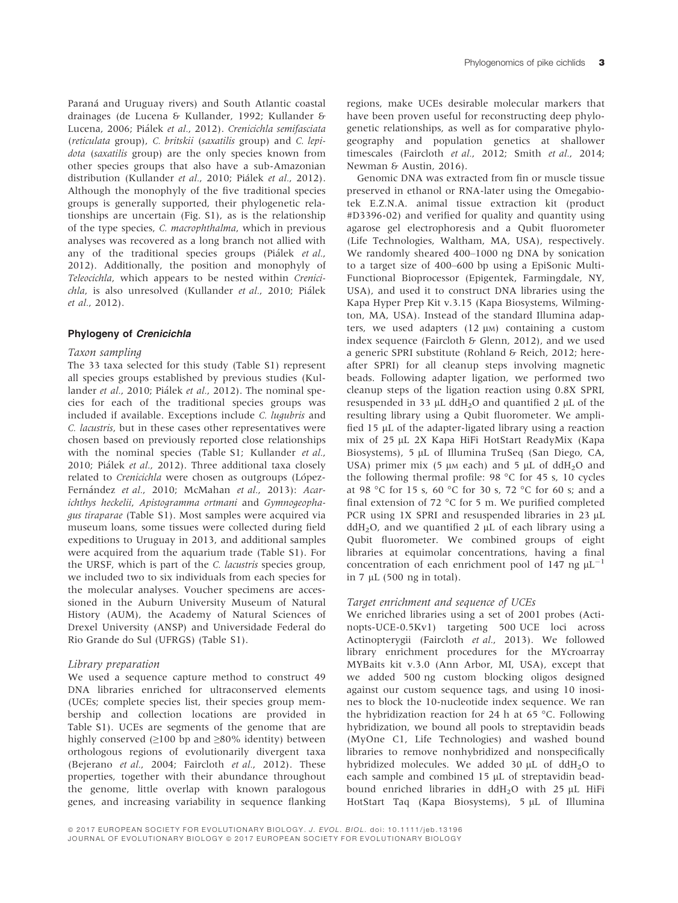Paraná and Uruguay rivers) and South Atlantic coastal drainages (de Lucena & Kullander, 1992; Kullander & Lucena, 2006; Piálek *et al.*, 2012). *Crenicichla semifasciata* (*reticulata* group), *C. britskii* (*saxatilis* group) and *C. lepidota* (*saxatilis* group) are the only species known from other species groups that also have a sub-Amazonian distribution (Kullander *et al.*, 2010; Piálek *et al.*, 2012). Although the monophyly of the five traditional species groups is generally supported, their phylogenetic relationships are uncertain (Fig. S1), as is the relationship of the type species, *C. macrophthalma*, which in previous analyses was recovered as a long branch not allied with any of the traditional species groups (Piálek *et al.*, 2012). Additionally, the position and monophyly of *Teleocichla*, which appears to be nested within *Crenicichla*, is also unresolved (Kullander *et al.*, 2010; Piálek *et al.*, 2012).

### Phylogeny of *Crenicichla*

#### Taxon sampling

The 33 taxa selected for this study (Table S1) represent all species groups established by previous studies (Kullander *et al.*, 2010; Piálek *et al.*, 2012). The nominal species for each of the traditional species groups was included if available. Exceptions include *C. lugubris* and *C. lacustris*, but in these cases other representatives were chosen based on previously reported close relationships with the nominal species (Table S1; Kullander *et al.*, 2010; Piálek *et al.*, 2012). Three additional taxa closely related to *Crenicichla* were chosen as outgroups (López-Fernández *et al.*, 2010; McMahan *et al.*, 2013): *Acarichthys heckelii*, *Apistogramma ortmani* and *Gymnogeophagus tiraparae* (Table S1). Most samples were acquired via museum loans, some tissues were collected during field expeditions to Uruguay in 2013, and additional samples were acquired from the aquarium trade (Table S1). For the URSF, which is part of the *C. lacustris* species group, we included two to six individuals from each species for the molecular analyses. Voucher specimens are accessioned in the Auburn University Museum of Natural History (AUM), the Academy of Natural Sciences of Drexel University (ANSP) and Universidade Federal do Rio Grande do Sul (UFRGS) (Table S1).

#### Library preparation

We used a sequence capture method to construct 49 DNA libraries enriched for ultraconserved elements (UCEs; complete species list, their species group membership and collection locations are provided in Table S1). UCEs are segments of the genome that are highly conserved (≥100 bp and ≥80% identity) between orthologous regions of evolutionarily divergent taxa (Bejerano *et al.*, 2004; Faircloth *et al.*, 2012). These properties, together with their abundance throughout the genome, little overlap with known paralogous genes, and increasing variability in sequence flanking regions, make UCEs desirable molecular markers that have been proven useful for reconstructing deep phylogenetic relationships, as well as for comparative phylogeography and population genetics at shallower timescales (Faircloth *et al.*, 2012; Smith *et al.*, 2014; Newman & Austin, 2016).

Genomic DNA was extracted from fin or muscle tissue preserved in ethanol or RNA-later using the Omegabiotek E.Z.N.A. animal tissue extraction kit (product #D3396-02) and verified for quality and quantity using agarose gel electrophoresis and a Qubit fluorometer (Life Technologies, Waltham, MA, USA), respectively. We randomly sheared 400–1000 ng DNA by sonication to a target size of 400–600 bp using a EpiSonic Multi-Functional Bioprocessor (Epigentek, Farmingdale, NY, USA), and used it to construct DNA libraries using the Kapa Hyper Prep Kit v.3.15 (Kapa Biosystems, Wilmington, MA, USA). Instead of the standard Illumina adapters, we used adapters (12 $\mu$M) containing a custom index sequence (Faircloth & Glenn, 2012), and we used a generic SPRI substitute (Rohland & Reich, 2012; hereafter SPRI) for all cleanup steps involving magnetic beads. Following adapter ligation, we performed two cleanup steps of the ligation reaction using 0.8X SPRI, resuspended in 33 $\mu$L dd$H_2O$ and quantified 2 $\mu$L of the resulting library using a Qubit fluorometer. We amplified 15 $\mu$L of the adapter-ligated library using a reaction mix of 25 $\mu$L 2X Kapa HiFi HotStart ReadyMix (Kapa Biosystems), 5 $\mu$L of Illumina TruSeq (San Diego, CA, USA) primer mix (5 $\mu$M each) and 5 $\mu$L of dd$H_2O$ and the following thermal profile: 98 °C for 45 s, 10 cycles at 98 °C for 15 s, 60 °C for 30 s, 72 °C for 60 s; and a final extension of 72 °C for 5 m. We purified completed PCR using 1X SPRI and resuspended libraries in 23 $\mu$L dd$H_2O$, and we quantified 2 $\mu$L of each library using a Qubit fluorometer. We combined groups of eight libraries at equimolar concentrations, having a final concentration of each enrichment pool of 147 ng $\mu L^{-1}$ in 7 $\mu$L (500 ng in total).

#### Target enrichment and sequence of UCEs

We enriched libraries using a set of 2001 probes (Actinopts-UCE-0.5Kv1) targeting 500 UCE loci across Actinopterygii (Faircloth *et al.*, 2013). We followed library enrichment procedures for the MYcroarray MYBaits kit v.3.0 (Ann Arbor, MI, USA), except that we added 500 ng custom blocking oligos designed against our custom sequence tags, and using 10 inosines to block the 10-nucleotide index sequence. We ran the hybridization reaction for 24 h at 65 °C. Following hybridization, we bound all pools to streptavidin beads (MyOne C1, Life Technologies) and washed bound libraries to remove nonhybridized and nonspecifically hybridized molecules. We added 30 $\mu$L of dd$H_2O$ to each sample and combined 15 $\mu$L of streptavidin bead-bound enriched libraries in dd$H_2O$ with 25 $\mu$L HiFi HotStart Taq (Kapa Biosystems), 5 $\mu$L of Illumina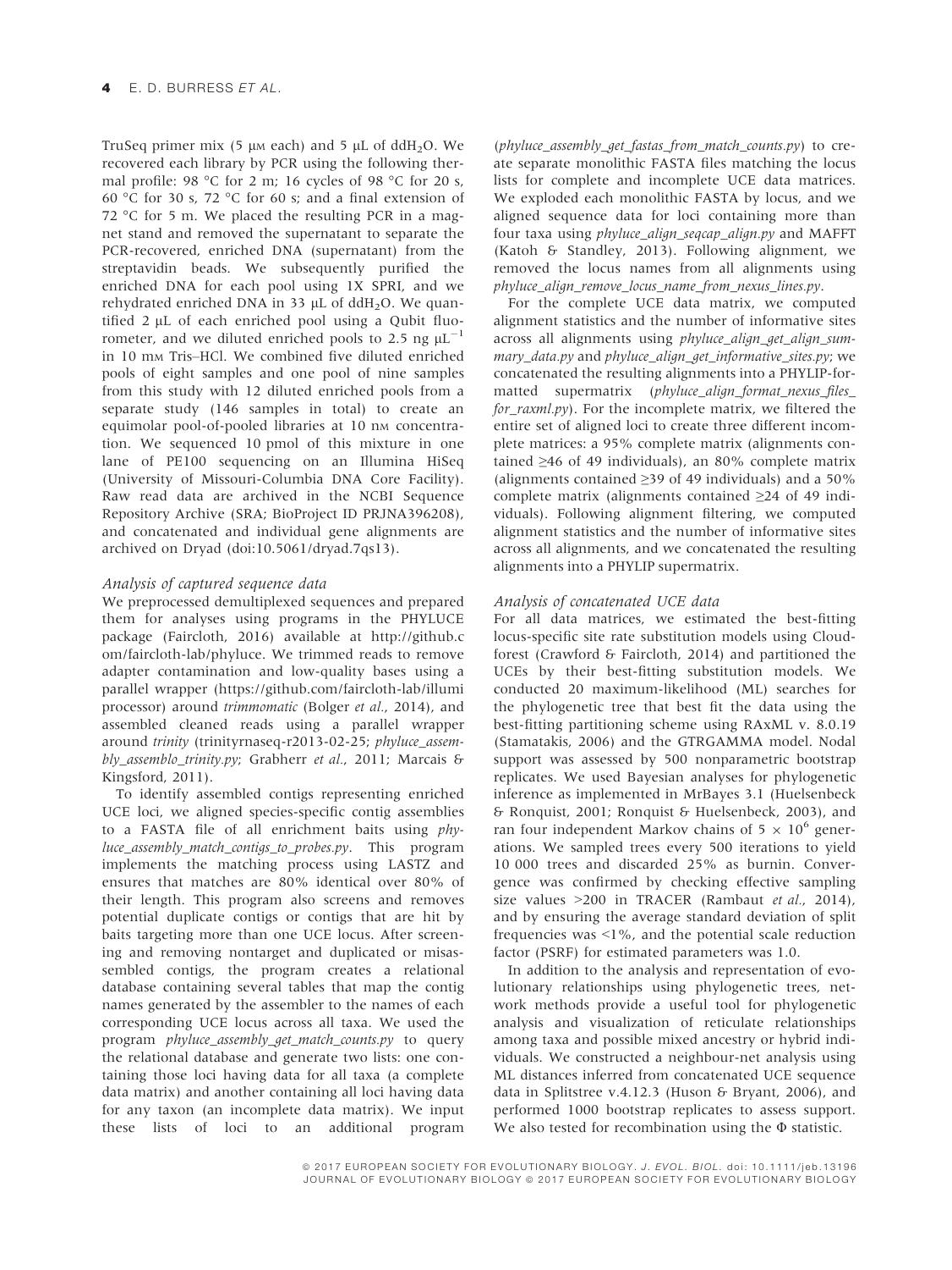TruSeq primer mix (5 μM each) and 5 μL of $ddH_2O$. We recovered each library by PCR using the following thermal profile: 98 °C for 2 m; 16 cycles of 98 °C for 20 s, 60 °C for 30 s, 72 °C for 60 s; and a final extension of 72 °C for 5 m. We placed the resulting PCR in a magnet stand and removed the supernatant to separate the PCR-recovered, enriched DNA (supernatant) from the streptavidin beads. We subsequently purified the enriched DNA for each pool using 1X SPRI, and we rehydrated enriched DNA in 33 μL of $ddH_2O$. We quantified 2 μL of each enriched pool using a Qubit fluorometer, and we diluted enriched pools to 2.5 ng $\mu L^{-1}$ in 10 mM Tris–HCl. We combined five diluted enriched pools of eight samples and one pool of nine samples from this study with 12 diluted enriched pools from a separate study (146 samples in total) to create an equimolar pool-of-pooled libraries at 10 nM concentration. We sequenced 10 pmol of this mixture in one lane of PE100 sequencing on an Illumina HiSeq (University of Missouri-Columbia DNA Core Facility). Raw read data are archived in the NCBI Sequence Repository Archive (SRA; BioProject ID PRJNA396208), and concatenated and individual gene alignments are archived on Dryad (doi:10.5061/dryad.7qs13).

### Analysis of captured sequence data

We preprocessed demultiplexed sequences and prepared them for analyses using programs in the PHYLUCE package (Faircloth, 2016) available at http://github.com/faircloth-lab/phyluce. We trimmed reads to remove adapter contamination and low-quality bases using a parallel wrapper (https://github.com/faircloth-lab/illumiprocessor) around *trimmomatic* (Bolger *et al.*, 2014), and assembled cleaned reads using a parallel wrapper around *trinity* (trinityrnaseq-r2013-02-25; *phyluce_assembly_assemblo_trinity.py*; Grabherr *et al.*, 2011; Marcais & Kingsford, 2011).

To identify assembled contigs representing enriched UCE loci, we aligned species-specific contig assemblies to a FASTA file of all enrichment baits using *phyluce_assembly_match_contigs_to_probes.py*. This program implements the matching process using LASTZ and ensures that matches are 80% identical over 80% of their length. This program also screens and removes potential duplicate contigs or contigs that are hit by baits targeting more than one UCE locus. After screening and removing nontarget and duplicated or misassembled contigs, the program creates a relational database containing several tables that map the contig names generated by the assembler to the names of each corresponding UCE locus across all taxa. We used the program *phyluce_assembly_get_match_counts.py* to query the relational database and generate two lists: one containing those loci having data for all taxa (a complete data matrix) and another containing all loci having data for any taxon (an incomplete data matrix). We input these lists of loci to an additional program (*phyluce_assembly_get_fastas_from_match_counts.py*) to create separate monolithic FASTA files matching the locus lists for complete and incomplete UCE data matrices. We exploded each monolithic FASTA by locus, and we aligned sequence data for loci containing more than four taxa using *phyluce_align_seqcap_align.py* and MAFFT (Katoh & Standley, 2013). Following alignment, we removed the locus names from all alignments using *phyluce_align_remove_locus_name_from_nexus_lines.py*.

For the complete UCE data matrix, we computed alignment statistics and the number of informative sites across all alignments using *phyluce_align_get_align_summary_data.py* and *phyluce_align_get_informative_sites.py*; we concatenated the resulting alignments into a PHYLIP-formatted supermatrix (*phyluce_align_format_nexus_files_for_raxml.py*). For the incomplete matrix, we filtered the entire set of aligned loci to create three different incomplete matrices: a 95% complete matrix (alignments contained ≥46 of 49 individuals), an 80% complete matrix (alignments contained ≥39 of 49 individuals) and a 50% complete matrix (alignments contained ≥24 of 49 individuals). Following alignment filtering, we computed alignment statistics and the number of informative sites across all alignments, and we concatenated the resulting alignments into a PHYLIP supermatrix.

### Analysis of concatenated UCE data

For all data matrices, we estimated the best-fitting locus-specific site rate substitution models using Cloudforest (Crawford & Faircloth, 2014) and partitioned the UCEs by their best-fitting substitution models. We conducted 20 maximum-likelihood (ML) searches for the phylogenetic tree that best fit the data using the best-fitting partitioning scheme using RAxML v. 8.0.19 (Stamatakis, 2006) and the GTRGAMMA model. Nodal support was assessed by 500 nonparametric bootstrap replicates. We used Bayesian analyses for phylogenetic inference as implemented in MrBayes 3.1 (Huelsenbeck & Ronquist, 2001; Ronquist & Huelsenbeck, 2003), and ran four independent Markov chains of $5 \times 10^6$ generations. We sampled trees every 500 iterations to yield 10 000 trees and discarded 25% as burnin. Convergence was confirmed by checking effective sampling size values >200 in TRACER (Rambaut *et al.*, 2014), and by ensuring the average standard deviation of split frequencies was <1%, and the potential scale reduction factor (PSRF) for estimated parameters was 1.0.

In addition to the analysis and representation of evolutionary relationships using phylogenetic trees, network methods provide a useful tool for phylogenetic analysis and visualization of reticulate relationships among taxa and possible mixed ancestry or hybrid individuals. We constructed a neighbour-net analysis using ML distances inferred from concatenated UCE sequence data in Splitstree v.4.12.3 (Huson & Bryant, 2006), and performed 1000 bootstrap replicates to assess support. We also tested for recombination using the $\Phi$ statistic.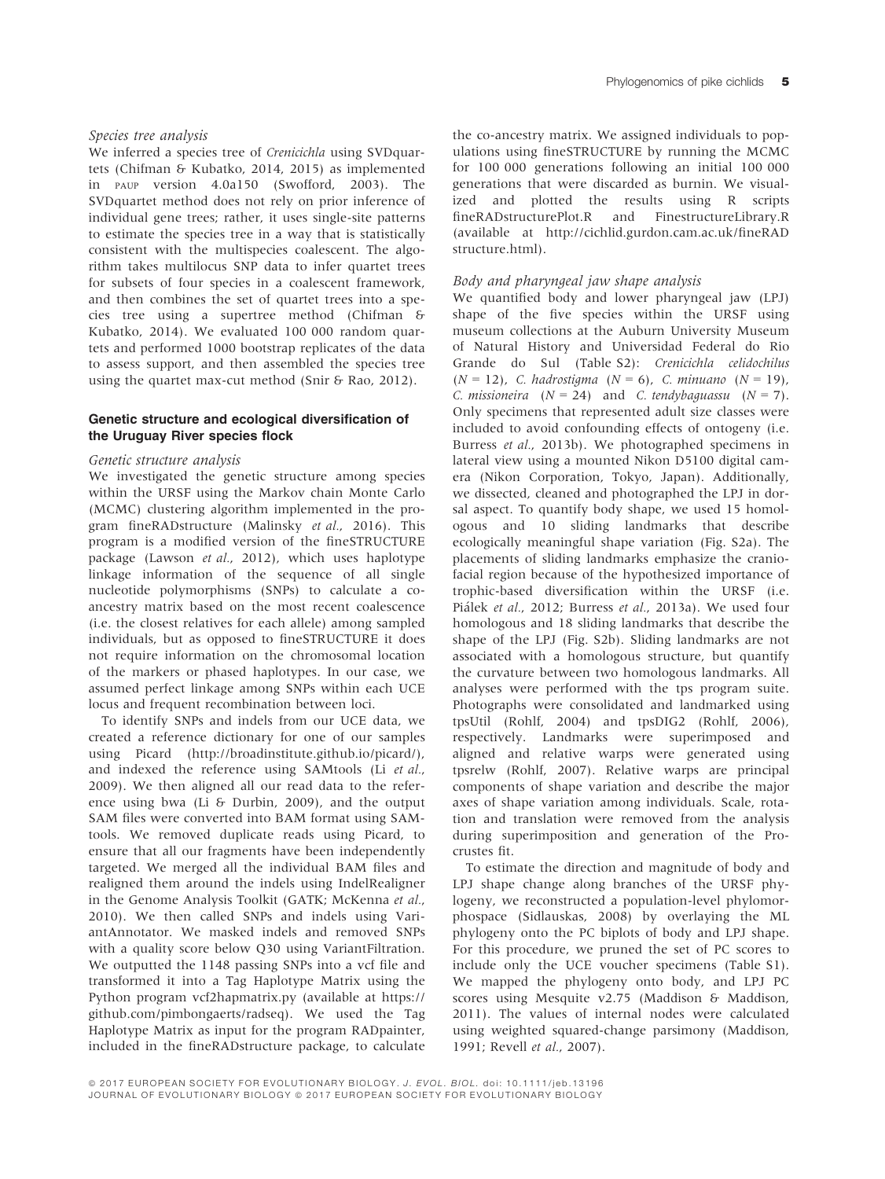*Species tree analysis*

We inferred a species tree of *Crenicichla* using SVDquartets (Chifman & Kubatko, 2014, 2015) as implemented in PAUP version 4.0a150 (Swofford, 2003). The SVDquartet method does not rely on prior inference of individual gene trees; rather, it uses single-site patterns to estimate the species tree in a way that is statistically consistent with the multispecies coalescent. The algorithm takes multilocus SNP data to infer quartet trees for subsets of four species in a coalescent framework, and then combines the set of quartet trees into a species tree using a supertree method (Chifman & Kubatko, 2014). We evaluated 100 000 random quartets and performed 1000 bootstrap replicates of the data to assess support, and then assembled the species tree using the quartet max-cut method (Snir & Rao, 2012).

### Genetic structure and ecological diversification of the Uruguay River species flock

*Genetic structure analysis*

We investigated the genetic structure among species within the URSF using the Markov chain Monte Carlo (MCMC) clustering algorithm implemented in the program fineRADstructure (Malinsky *et al.*, 2016). This program is a modified version of the fineSTRUCTURE package (Lawson *et al.*, 2012), which uses haplotype linkage information of the sequence of all single nucleotide polymorphisms (SNPs) to calculate a co-ancestry matrix based on the most recent coalescence (i.e. the closest relatives for each allele) among sampled individuals, but as opposed to fineSTRUCTURE it does not require information on the chromosomal location of the markers or phased haplotypes. In our case, we assumed perfect linkage among SNPs within each UCE locus and frequent recombination between loci.

To identify SNPs and indels from our UCE data, we created a reference dictionary for one of our samples using Picard (http://broadinstitute.github.io/picard/), and indexed the reference using SAMtools (Li *et al.*, 2009). We then aligned all our read data to the reference using bwa (Li & Durbin, 2009), and the output SAM files were converted into BAM format using SAMtools. We removed duplicate reads using Picard, to ensure that all our fragments have been independently targeted. We merged all the individual BAM files and realigned them around the indels using IndelRealigner in the Genome Analysis Toolkit (GATK; McKenna *et al.*, 2010). We then called SNPs and indels using VariantAnnotator. We masked indels and removed SNPs with a quality score below Q30 using VariantFiltration. We outputted the 1148 passing SNPs into a vcf file and transformed it into a Tag Haplotype Matrix using the Python program vcf2hapmatrix.py (available at https://github.com/pimbongaerts/radseq). We used the Tag Haplotype Matrix as input for the program RADpainter, included in the fineRADstructure package, to calculate the co-ancestry matrix. We assigned individuals to populations using fineSTRUCTURE by running the MCMC for 100 000 generations following an initial 100 000 generations that were discarded as burnin. We visualized and plotted the results using R scripts fineRADstructurePlot.R and FinestructureLibrary.R (available at http://cichlid.gurdon.cam.ac.uk/fineRADstructure.html).

*Body and pharyngeal jaw shape analysis*

We quantified body and lower pharyngeal jaw (LPJ) shape of the five species within the URSF using museum collections at the Auburn University Museum of Natural History and Universidad Federal do Rio Grande do Sul (Table S2): *Crenicichla celidochilus* ($N = 12$), *C. hadrostigma* ($N = 6$), *C. minuano* ($N = 19$), *C. missioneira* ($N = 24$) and *C. tendybaguassu* ($N = 7$). Only specimens that represented adult size classes were included to avoid confounding effects of ontogeny (i.e. Burress *et al.*, 2013b). We photographed specimens in lateral view using a mounted Nikon D5100 digital camera (Nikon Corporation, Tokyo, Japan). Additionally, we dissected, cleaned and photographed the LPJ in dorsal aspect. To quantify body shape, we used 15 homologous and 10 sliding landmarks that describe ecologically meaningful shape variation (Fig. S2a). The placements of sliding landmarks emphasize the craniofacial region because of the hypothesized importance of trophic-based diversification within the URSF (i.e. Piálek *et al.*, 2012; Burress *et al.*, 2013a). We used four homologous and 18 sliding landmarks that describe the shape of the LPJ (Fig. S2b). Sliding landmarks are not associated with a homologous structure, but quantify the curvature between two homologous landmarks. All analyses were performed with the tps program suite. Photographs were consolidated and landmarked using tpsUtil (Rohlf, 2004) and tpsDIG2 (Rohlf, 2006), respectively. Landmarks were superimposed and aligned and relative warps were generated using tpsrelw (Rohlf, 2007). Relative warps are principal components of shape variation and describe the major axes of shape variation among individuals. Scale, rotation and translation were removed from the analysis during superimposition and generation of the Procrustes fit.

To estimate the direction and magnitude of body and LPJ shape change along branches of the URSF phylogeny, we reconstructed a population-level phylomorphospace (Sidlauskas, 2008) by overlaying the ML phylogeny onto the PC biplots of body and LPJ shape. For this procedure, we pruned the set of PC scores to include only the UCE voucher specimens (Table S1). We mapped the phylogeny onto body, and LPJ PC scores using Mesquite v2.75 (Maddison & Maddison, 2011). The values of internal nodes were calculated using weighted squared-change parsimony (Maddison, 1991; Revell *et al.*, 2007).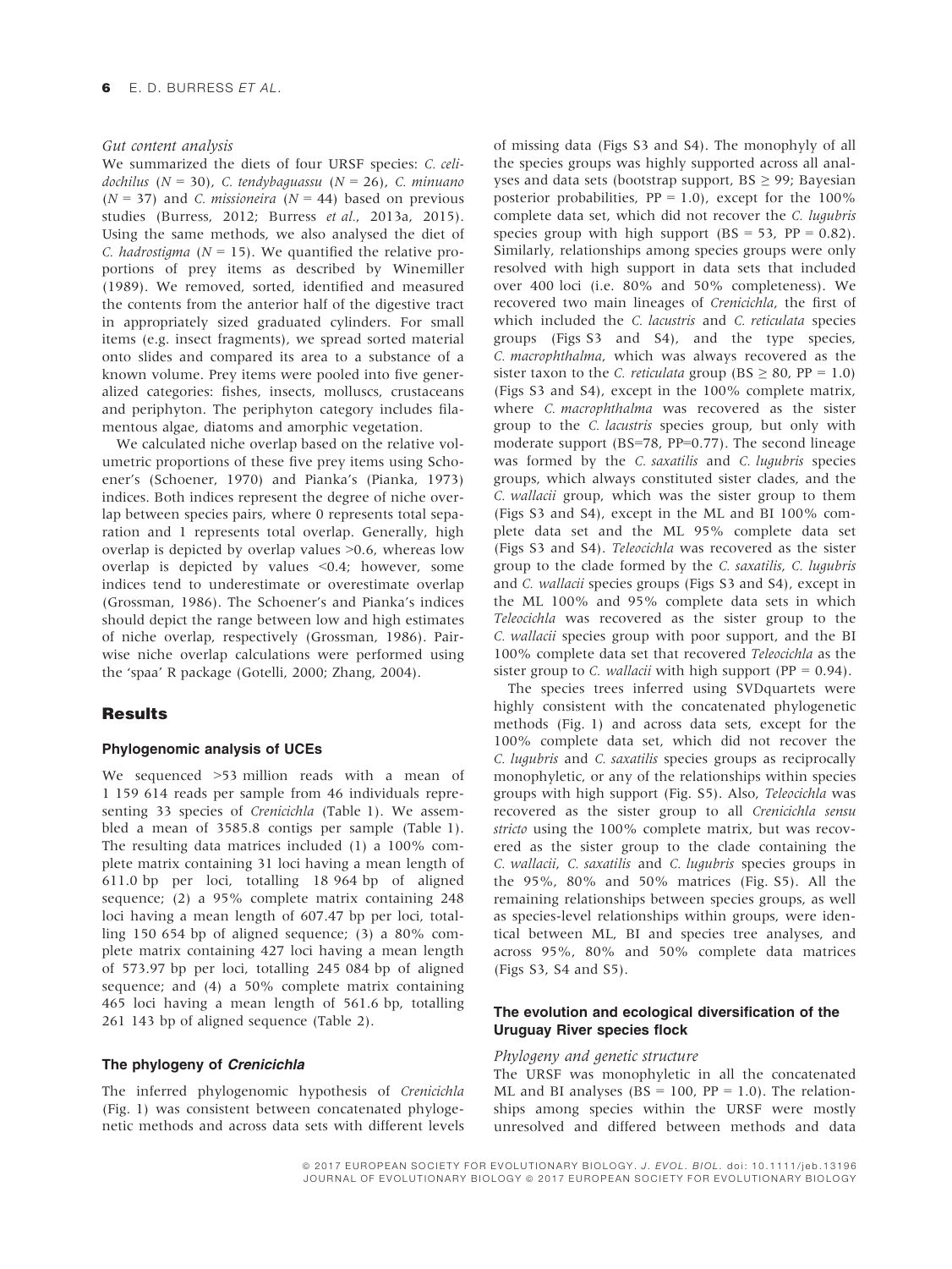### Gut content analysis

We summarized the diets of four URSF species: *C. celidochilus* ($N = 30$), *C. tendybaguassu* ($N = 26$), *C. minuano* ($N = 37$) and *C. missioneira* ($N = 44$) based on previous studies (Burress, 2012; Burress *et al.*, 2013a, 2015). Using the same methods, we also analysed the diet of *C. hadrostigma* ($N = 15$). We quantified the relative proportions of prey items as described by Winemiller (1989). We removed, sorted, identified and measured the contents from the anterior half of the digestive tract in appropriately sized graduated cylinders. For small items (e.g. insect fragments), we spread sorted material onto slides and compared its area to a substance of a known volume. Prey items were pooled into five generalized categories: fishes, insects, molluscs, crustaceans and periphyton. The periphyton category includes filamentous algae, diatoms and amorphic vegetation.

We calculated niche overlap based on the relative volumetric proportions of these five prey items using Schoener's (Schoener, 1970) and Pianka's (Pianka, 1973) indices. Both indices represent the degree of niche overlap between species pairs, where 0 represents total separation and 1 represents total overlap. Generally, high overlap is depicted by overlap values >0.6, whereas low overlap is depicted by values <0.4; however, some indices tend to underestimate or overestimate overlap (Grossman, 1986). The Schoener's and Pianka's indices should depict the range between low and high estimates of niche overlap, respectively (Grossman, 1986). Pairwise niche overlap calculations were performed using the 'spaa' R package (Gotelli, 2000; Zhang, 2004).

## Results

### Phylogenomic analysis of UCEs

We sequenced >53 million reads with a mean of 1 159 614 reads per sample from 46 individuals representing 33 species of *Crenicichla* (Table 1). We assembled a mean of 3585.8 contigs per sample (Table 1). The resulting data matrices included (1) a 100% complete matrix containing 31 loci having a mean length of 611.0 bp per loci, totalling 18 964 bp of aligned sequence; (2) a 95% complete matrix containing 248 loci having a mean length of 607.47 bp per loci, totalling 150 654 bp of aligned sequence; (3) a 80% complete matrix containing 427 loci having a mean length of 573.97 bp per loci, totalling 245 084 bp of aligned sequence; and (4) a 50% complete matrix containing 465 loci having a mean length of 561.6 bp, totalling 261 143 bp of aligned sequence (Table 2).

### The phylogeny of *Crenicichla*

The inferred phylogenomic hypothesis of *Crenicichla* (Fig. 1) was consistent between concatenated phylogenetic methods and across data sets with different levels of missing data (Figs S3 and S4). The monophyly of all the species groups was highly supported across all analyses and data sets (bootstrap support, BS $\geq$ 99; Bayesian posterior probabilities, PP = 1.0), except for the 100% complete data set, which did not recover the *C. lugubris* species group with high support (BS = 53, PP = 0.82). Similarly, relationships among species groups were only resolved with high support in data sets that included over 400 loci (i.e. 80% and 50% completeness). We recovered two main lineages of *Crenicichla*, the first of which included the *C. lacustris* and *C. reticulata* species groups (Figs S3 and S4), and the type species, *C. macrophthalma*, which was always recovered as the sister taxon to the *C. reticulata* group (BS $\geq$ 80, PP = 1.0) (Figs S3 and S4), except in the 100% complete matrix, where *C. macrophthalma* was recovered as the sister group to the *C. lacustris* species group, but only with moderate support (BS=78, PP=0.77). The second lineage was formed by the *C. saxatilis* and *C. lugubris* species groups, which always constituted sister clades, and the *C. wallacii* group, which was the sister group to them (Figs S3 and S4), except in the ML and BI 100% complete data set and the ML 95% complete data set (Figs S3 and S4). *Teleocichla* was recovered as the sister group to the clade formed by the *C. saxatilis*, *C. lugubris* and *C. wallacii* species groups (Figs S3 and S4), except in the ML 100% and 95% complete data sets in which *Teleocichla* was recovered as the sister group to the *C. wallacii* species group with poor support, and the BI 100% complete data set that recovered *Teleocichla* as the sister group to *C. wallacii* with high support (PP = 0.94).

The species trees inferred using SVDquartets were highly consistent with the concatenated phylogenetic methods (Fig. 1) and across data sets, except for the 100% complete data set, which did not recover the *C. lugubris* and *C. saxatilis* species groups as reciprocally monophyletic, or any of the relationships within species groups with high support (Fig. S5). Also, *Teleocichla* was recovered as the sister group to all *Crenicichla sensu stricto* using the 100% complete matrix, but was recovered as the sister group to the clade containing the *C. wallacii*, *C. saxatilis* and *C. lugubris* species groups in the 95%, 80% and 50% matrices (Fig. S5). All the remaining relationships between species groups, as well as species-level relationships within groups, were identical between ML, BI and species tree analyses, and across 95%, 80% and 50% complete data matrices (Figs S3, S4 and S5).

### The evolution and ecological diversification of the Uruguay River species flock

#### Phylogeny and genetic structure

The URSF was monophyletic in all the concatenated ML and BI analyses (BS = 100, PP = 1.0). The relationships among species within the URSF were mostly unresolved and differed between methods and data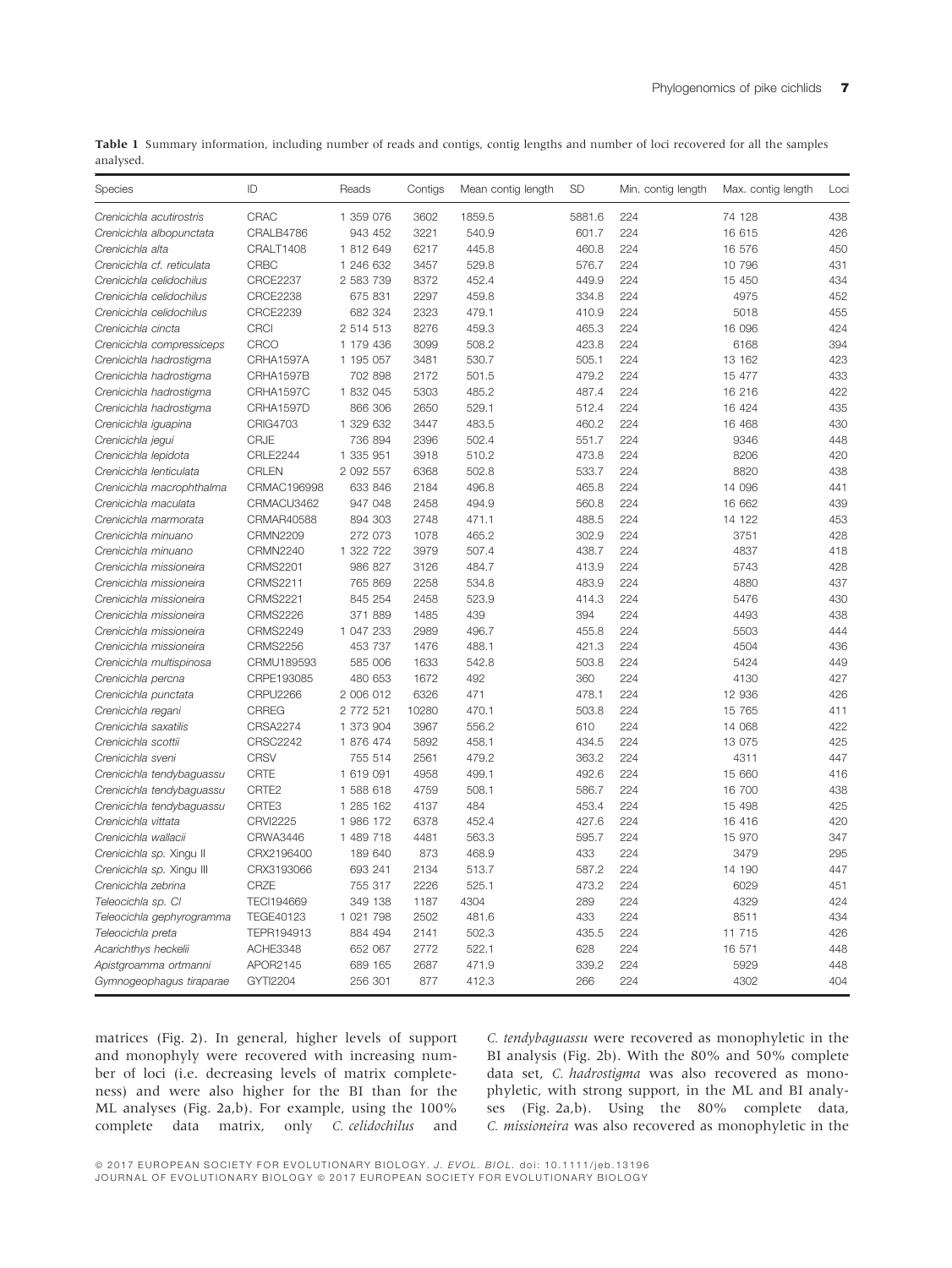**Table 1** Summary information, including number of reads and contigs, contig lengths and number of loci recovered for all the samples analysed.

| Species | ID | Reads | Contigs | Mean contig length | SD | Min. contig length | Max. contig length | Loci |
|---|---|---|---|---|---|---|---|---|
| *Crenicichla acutirostris* | CRAC | 1 359 076 | 3602 | 1859.5 | 5881.6 | 224 | 74 128 | 438 |
| *Crenicichla albopunctata* | CRALB4786 | 943 452 | 3221 | 540.9 | 601.7 | 224 | 16 615 | 426 |
| *Crenicichla alta* | CRALT1408 | 1 812 649 | 6217 | 445.8 | 460.8 | 224 | 16 576 | 450 |
| *Crenicichla cf. reticulata* | CRBC | 1 246 632 | 3457 | 529.8 | 576.7 | 224 | 10 796 | 431 |
| *Crenicichla celidochilus* | CRCE2237 | 2 583 739 | 8372 | 452.4 | 449.9 | 224 | 15 450 | 434 |
| *Crenicichla celidochilus* | CRCE2238 | 675 831 | 2297 | 459.8 | 334.8 | 224 | 4975 | 452 |
| *Crenicichla celidochilus* | CRCE2239 | 682 324 | 2323 | 479.1 | 410.9 | 224 | 5018 | 455 |
| *Crenicichla cincta* | CRCI | 2 514 513 | 8276 | 459.3 | 465.3 | 224 | 16 096 | 424 |
| *Crenicichla compressiceps* | CRCO | 1 179 436 | 3099 | 508.2 | 423.8 | 224 | 6168 | 394 |
| *Crenicichla hadrostigma* | CRHA1597A | 1 195 057 | 3481 | 530.7 | 505.1 | 224 | 13 162 | 423 |
| *Crenicichla hadrostigma* | CRHA1597B | 702 898 | 2172 | 501.5 | 479.2 | 224 | 15 477 | 433 |
| *Crenicichla hadrostigma* | CRHA1597C | 1 832 045 | 5303 | 485.2 | 487.4 | 224 | 16 216 | 422 |
| *Crenicichla hadrostigma* | CRHA1597D | 866 306 | 2650 | 529.1 | 512.4 | 224 | 16 424 | 435 |
| *Crenicichla iguapina* | CRIG4703 | 1 329 632 | 3447 | 483.5 | 460.2 | 224 | 16 468 | 430 |
| *Crenicichla jegui* | CRJE | 736 894 | 2396 | 502.4 | 551.7 | 224 | 9346 | 448 |
| *Crenicichla lepidota* | CRLE2244 | 1 335 951 | 3918 | 510.2 | 473.8 | 224 | 8206 | 420 |
| *Crenicichla lenticulata* | CRLEN | 2 092 557 | 6368 | 502.8 | 533.7 | 224 | 8820 | 438 |
| *Crenicichla macrophthalma* | CRMAC196998 | 633 846 | 2184 | 496.8 | 465.8 | 224 | 14 096 | 441 |
| *Crenicichla maculata* | CRMACU3462 | 947 048 | 2458 | 494.9 | 560.8 | 224 | 16 662 | 439 |
| *Crenicichla marmorata* | CRMAR40588 | 894 303 | 2748 | 471.1 | 488.5 | 224 | 14 122 | 453 |
| *Crenicichla minuano* | CRMN2209 | 272 073 | 1078 | 465.2 | 302.9 | 224 | 3751 | 428 |
| *Crenicichla minuano* | CRMN2240 | 1 322 722 | 3979 | 507.4 | 438.7 | 224 | 4837 | 418 |
| *Crenicichla missioneira* | CRMS2201 | 986 827 | 3126 | 484.7 | 413.9 | 224 | 5743 | 428 |
| *Crenicichla missioneira* | CRMS2211 | 765 869 | 2258 | 534.8 | 483.9 | 224 | 4880 | 437 |
| *Crenicichla missioneira* | CRMS2221 | 845 254 | 2458 | 523.9 | 414.3 | 224 | 5476 | 430 |
| *Crenicichla missioneira* | CRMS2226 | 371 889 | 1485 | 439 | 394 | 224 | 4493 | 438 |
| *Crenicichla missioneira* | CRMS2249 | 1 047 233 | 2989 | 496.7 | 455.8 | 224 | 5503 | 444 |
| *Crenicichla missioneira* | CRMS2256 | 453 737 | 1476 | 488.1 | 421.3 | 224 | 4504 | 436 |
| *Crenicichla multispinosa* | CRMU189593 | 585 006 | 1633 | 542.8 | 503.8 | 224 | 5424 | 449 |
| *Crenicichla percna* | CRPE193085 | 480 653 | 1672 | 492 | 360 | 224 | 4130 | 427 |
| *Crenicichla punctata* | CRPU2266 | 2 006 012 | 6326 | 471 | 478.1 | 224 | 12 936 | 426 |
| *Crenicichla regani* | CRREG | 2 772 521 | 10280 | 470.1 | 503.8 | 224 | 15 765 | 411 |
| *Crenicichla saxatilis* | CRSA2274 | 1 373 904 | 3967 | 556.2 | 610 | 224 | 14 068 | 422 |
| *Crenicichla scottii* | CRSC2242 | 1 876 474 | 5892 | 458.1 | 434.5 | 224 | 13 075 | 425 |
| *Crenicichla sveni* | CRSV | 755 514 | 2561 | 479.2 | 363.2 | 224 | 4311 | 447 |
| *Crenicichla tendybaguassu* | CRTE | 1 619 091 | 4958 | 499.1 | 492.6 | 224 | 15 660 | 416 |
| *Crenicichla tendybaguassu* | CRTE2 | 1 588 618 | 4759 | 508.1 | 586.7 | 224 | 16 700 | 438 |
| *Crenicichla tendybaguassu* | CRTE3 | 1 285 162 | 4137 | 484 | 453.4 | 224 | 15 498 | 425 |
| *Crenicichla vittata* | CRVI2225 | 1 986 172 | 6378 | 452.4 | 427.6 | 224 | 16 416 | 420 |
| *Crenicichla wallacii* | CRWA3446 | 1 489 718 | 4481 | 563.3 | 595.7 | 224 | 15 970 | 347 |
| *Crenicichla* sp. Xingu II | CRX2196400 | 189 640 | 873 | 468.9 | 433 | 224 | 3479 | 295 |
| *Crenicichla* sp. Xingu III | CRX3193066 | 693 241 | 2134 | 513.7 | 587.2 | 224 | 14 190 | 447 |
| *Crenicichla zebrina* | CRZE | 755 317 | 2226 | 525.1 | 473.2 | 224 | 6029 | 451 |
| *Teleocichla* sp. CI | TECI194669 | 349 138 | 1187 | 4304 | 289 | 224 | 4329 | 424 |
| *Teleocichla gephyrogramma* | TEGE40123 | 1 021 798 | 2502 | 481.6 | 433 | 224 | 8511 | 434 |
| *Teleocichla preta* | TEPR194913 | 884 494 | 2141 | 502.3 | 435.5 | 224 | 11 715 | 426 |
| *Acarichthys heckelii* | ACHE3348 | 652 067 | 2772 | 522.1 | 628 | 224 | 16 571 | 448 |
| *Apistgroamma ortmanni* | APOR2145 | 689 165 | 2687 | 471.9 | 339.2 | 224 | 5929 | 448 |
| *Gymnogeophagus tiraparae* | GYTI2204 | 256 301 | 877 | 412.3 | 266 | 224 | 4302 | 404 |

matrices (Fig. 2). In general, higher levels of support and monophyly were recovered with increasing number of loci (i.e. decreasing levels of matrix completeness) and were also higher for the BI than for the ML analyses (Fig. 2a,b). For example, using the 100% complete data matrix, only *C. celidochilus* and *C. tendybaguassu* were recovered as monophyletic in the BI analysis (Fig. 2b). With the 80% and 50% complete data set, *C. hadrostigma* was also recovered as monophyletic, with strong support, in the ML and BI analyses (Fig. 2a,b). Using the 80% complete data, *C. missioneira* was also recovered as monophyletic in the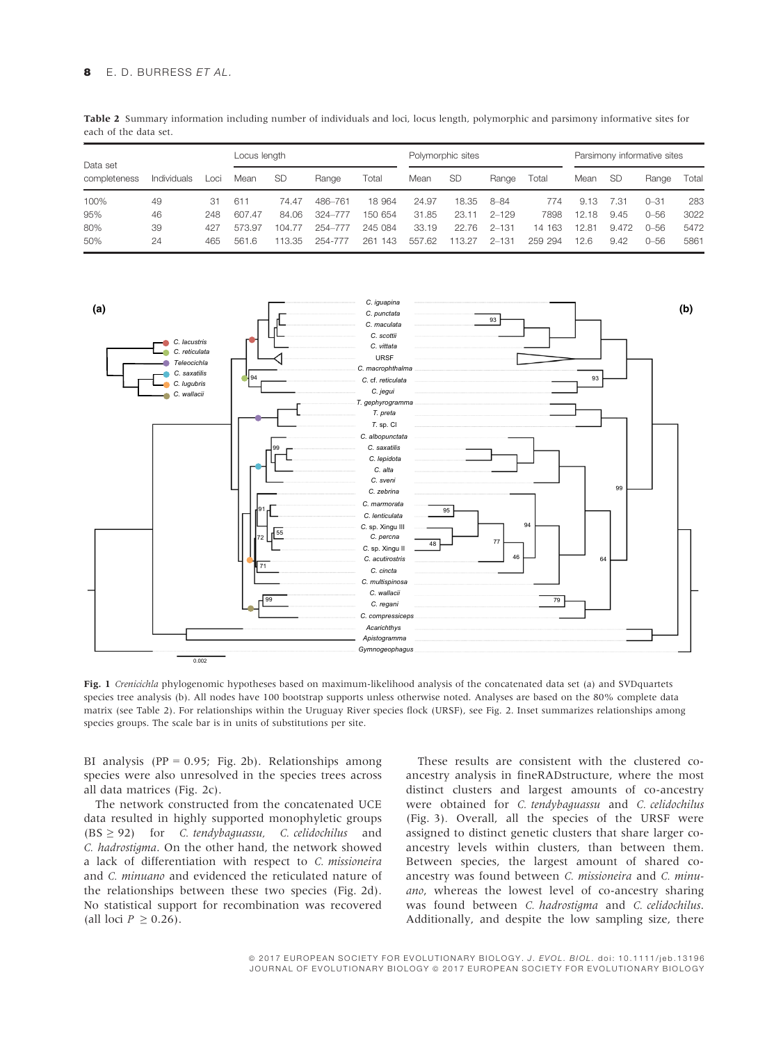**Table 2** Summary information including number of individuals and loci, locus length, polymorphic and parsimony informative sites for each of the data set.

| Data set completeness | Individuals | Loci | Locus length | | | | Polymorphic sites | | | | Parsimony informative sites | | | |
|---|---|---|---|---|---|---|---|---|---|---|---|---|---|---|
| | | | Mean | SD | Range | Total | Mean | SD | Range | Total | Mean | SD | Range | Total |
| 100% | 49 | 31 | 611 | 74.47 | 486–761 | 18 964 | 24.97 | 18.35 | 8–84 | 774 | 9.13 | 7.31 | 0–31 | 283 |
| 95% | 46 | 248 | 607.47 | 84.06 | 324–777 | 150 654 | 31.85 | 23.11 | 2–129 | 7898 | 12.18 | 9.45 | 0–56 | 3022 |
| 80% | 39 | 427 | 573.97 | 104.77 | 254–777 | 245 084 | 33.19 | 22.76 | 2–131 | 14 163 | 12.81 | 9.472 | 0–56 | 5472 |
| 50% | 24 | 465 | 561.6 | 113.35 | 254-777 | 261 143 | 557.62 | 113.27 | 2–131 | 259 294 | 12.6 | 9.42 | 0–56 | 5861 |

**Fig. 1** *Crenicichla* phylogenomic hypotheses based on maximum-likelihood analysis of the concatenated data set (a) and SVDquartets species tree analysis (b). All nodes have 100 bootstrap supports unless otherwise noted. Analyses are based on the 80% complete data matrix (see Table 2). For relationships within the Uruguay River species flock (URSF), see Fig. 2. Inset summarizes relationships among species groups. The scale bar is in units of substitutions per site.

BI analysis (PP = 0.95; Fig. 2b). Relationships among species were also unresolved in the species trees across all data matrices (Fig. 2c).

The network constructed from the concatenated UCE data resulted in highly supported monophyletic groups (BS ≥ 92) for *C. tendybaguassu*, *C. celidochilus* and *C. hadrostigma*. On the other hand, the network showed a lack of differentiation with respect to *C. missioneira* and *C. minuano* and evidenced the reticulated nature of the relationships between these two species (Fig. 2d). No statistical support for recombination was recovered (all loci $P \geq 0.26$).

These results are consistent with the clustered co-ancestry analysis in fineRADstructure, where the most distinct clusters and largest amounts of co-ancestry were obtained for *C. tendybaguassu* and *C. celidochilus* (Fig. 3). Overall, all the species of the URSF were assigned to distinct genetic clusters that share larger co-ancestry levels within clusters, than between them. Between species, the largest amount of shared co-ancestry was found between *C. missioneira* and *C. minuano*, whereas the lowest level of co-ancestry sharing was found between *C. hadrostigma* and *C. celidochilus*. Additionally, and despite the low sampling size, there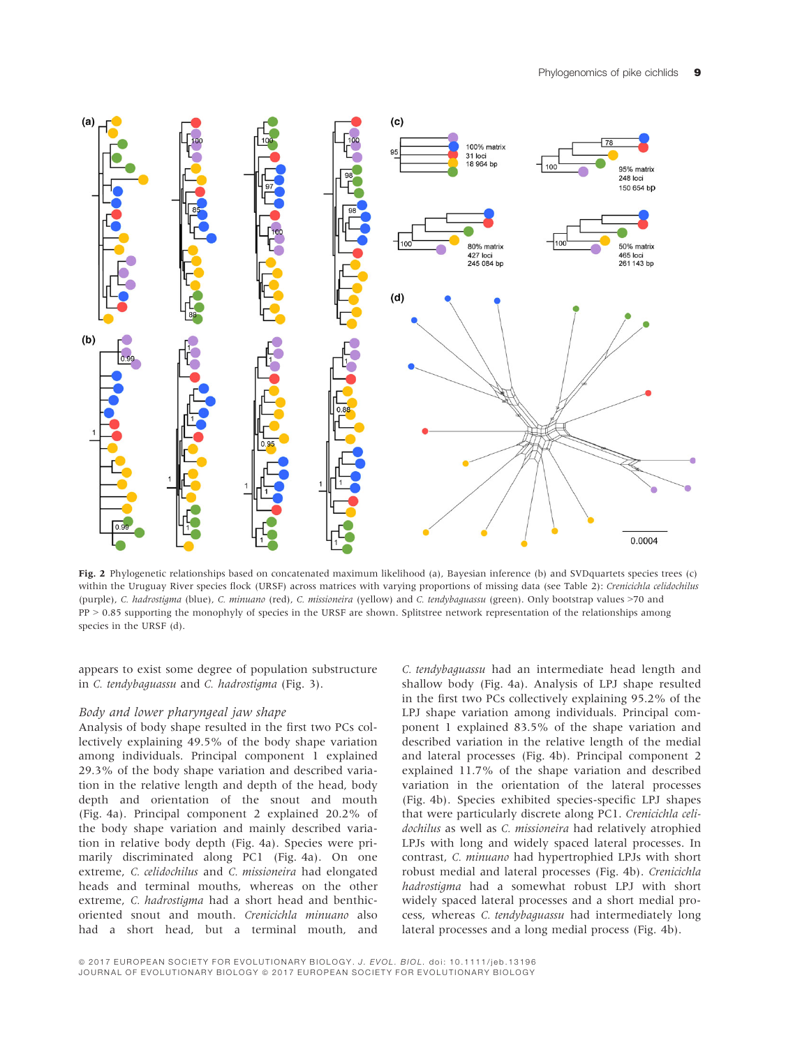**Fig. 2** Phylogenetic relationships based on concatenated maximum likelihood (a), Bayesian inference (b) and SVDquartets species trees (c) within the Uruguay River species flock (URSF) across matrices with varying proportions of missing data (see Table 2): *Crenicichla celidochilus* (purple), *C. hadrostigma* (blue), *C. minuano* (red), *C. missioneira* (yellow) and *C. tendybaguassu* (green). Only bootstrap values >70 and PP > 0.85 supporting the monophyly of species in the URSF are shown. Splitstree network representation of the relationships among species in the URSF (d).

appears to exist some degree of population substructure in *C. tendybaguassu* and *C. hadrostigma* (Fig. 3).

### Body and lower pharyngeal jaw shape

Analysis of body shape resulted in the first two PCs collectively explaining 49.5% of the body shape variation among individuals. Principal component 1 explained 29.3% of the body shape variation and described variation in the relative length and depth of the head, body depth and orientation of the snout and mouth (Fig. 4a). Principal component 2 explained 20.2% of the body shape variation and mainly described variation in relative body depth (Fig. 4a). Species were primarily discriminated along PC1 (Fig. 4a). On one extreme, *C. celidochilus* and *C. missioneira* had elongated heads and terminal mouths, whereas on the other extreme, *C. hadrostigma* had a short head and benthic-oriented snout and mouth. *Crenicichla minuano* also had a short head, but a terminal mouth, and *C. tendybaguassu* had an intermediate head length and shallow body (Fig. 4a). Analysis of LPJ shape resulted in the first two PCs collectively explaining 95.2% of the LPJ shape variation among individuals. Principal component 1 explained 83.5% of the shape variation and described variation in the relative length of the medial and lateral processes (Fig. 4b). Principal component 2 explained 11.7% of the shape variation and described variation in the orientation of the lateral processes (Fig. 4b). Species exhibited species-specific LPJ shapes that were particularly discrete along PC1. *Crenicichla celidochilus* as well as *C. missioneira* had relatively atrophied LPJs with long and widely spaced lateral processes. In contrast, *C. minuano* had hypertrophied LPJs with short robust medial and lateral processes (Fig. 4b). *Crenicichla hadrostigma* had a somewhat robust LPJ with short widely spaced lateral processes and a short medial process, whereas *C. tendybaguassu* had intermediately long lateral processes and a long medial process (Fig. 4b).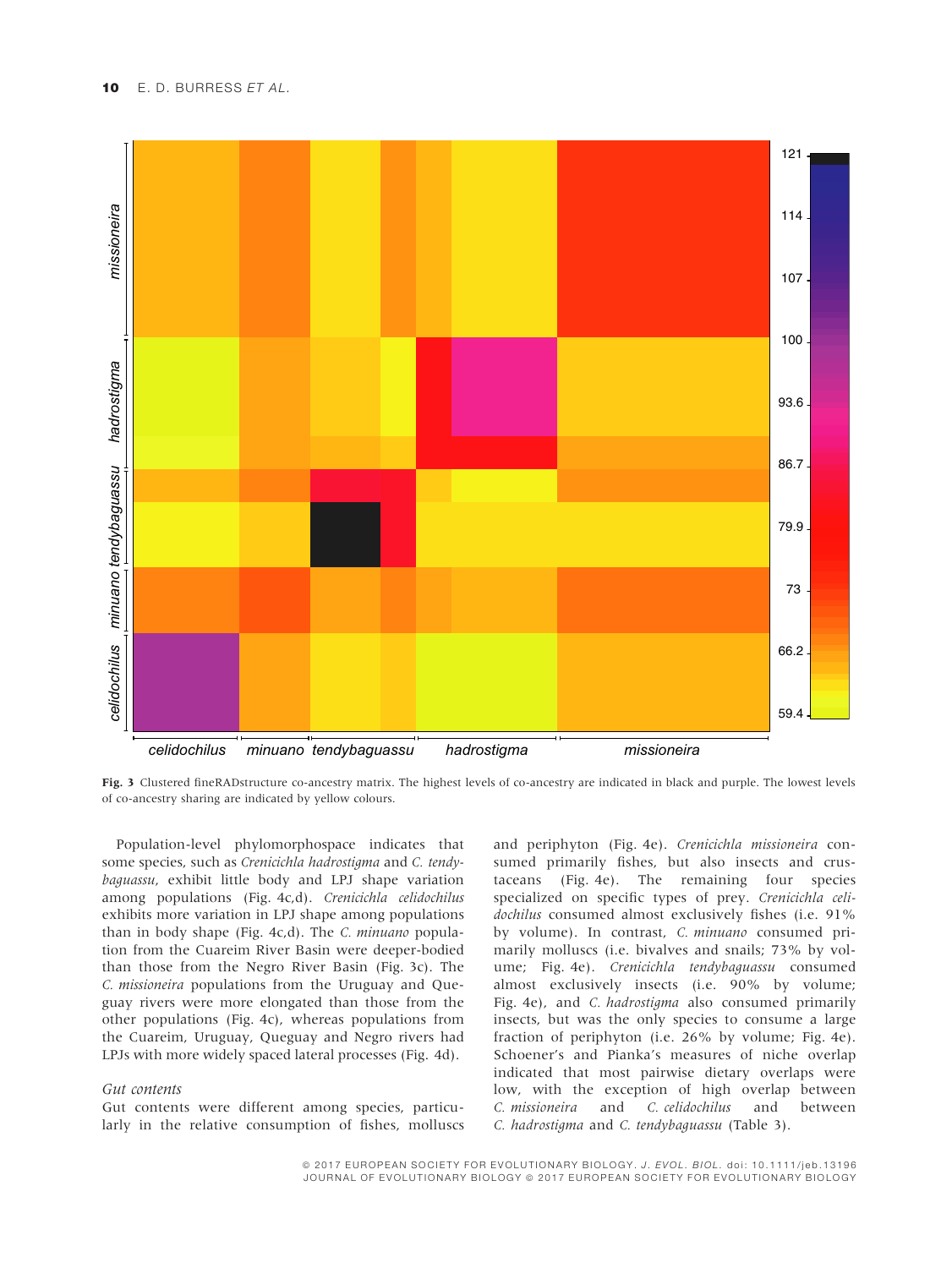**Fig. 3** Clustered fineRADstructure co-ancestry matrix. The highest levels of co-ancestry are indicated in black and purple. The lowest levels of co-ancestry sharing are indicated by yellow colours.

Population-level phylomorphospace indicates that some species, such as *Crenicichla hadrostigma* and *C. tendybaguassu*, exhibit little body and LPJ shape variation among populations (Fig. 4c,d). *Crenicichla celidochilus* exhibits more variation in LPJ shape among populations than in body shape (Fig. 4c,d). The *C. minuano* population from the Cuareim River Basin were deeper-bodied than those from the Negro River Basin (Fig. 3c). The *C. missioneira* populations from the Uruguay and Queguay rivers were more elongated than those from the other populations (Fig. 4c), whereas populations from the Cuareim, Uruguay, Queguay and Negro rivers had LPJs with more widely spaced lateral processes (Fig. 4d).

### Gut contents

Gut contents were different among species, particularly in the relative consumption of fishes, molluscs and periphyton (Fig. 4e). *Crenicichla missioneira* consumed primarily fishes, but also insects and crustaceans (Fig. 4e). The remaining four species specialized on specific types of prey. *Crenicichla celidochilus* consumed almost exclusively fishes (i.e. 91% by volume). In contrast, *C. minuano* consumed primarily molluscs (i.e. bivalves and snails; 73% by volume; Fig. 4e). *Crenicichla tendybaguassu* consumed almost exclusively insects (i.e. 90% by volume; Fig. 4e), and *C. hadrostigma* also consumed primarily insects, but was the only species to consume a large fraction of periphyton (i.e. 26% by volume; Fig. 4e). Schoener's and Pianka's measures of niche overlap indicated that most pairwise dietary overlaps were low, with the exception of high overlap between *C. missioneira* and *C. celidochilus* and between *C. hadrostigma* and *C. tendybaguassu* (Table 3).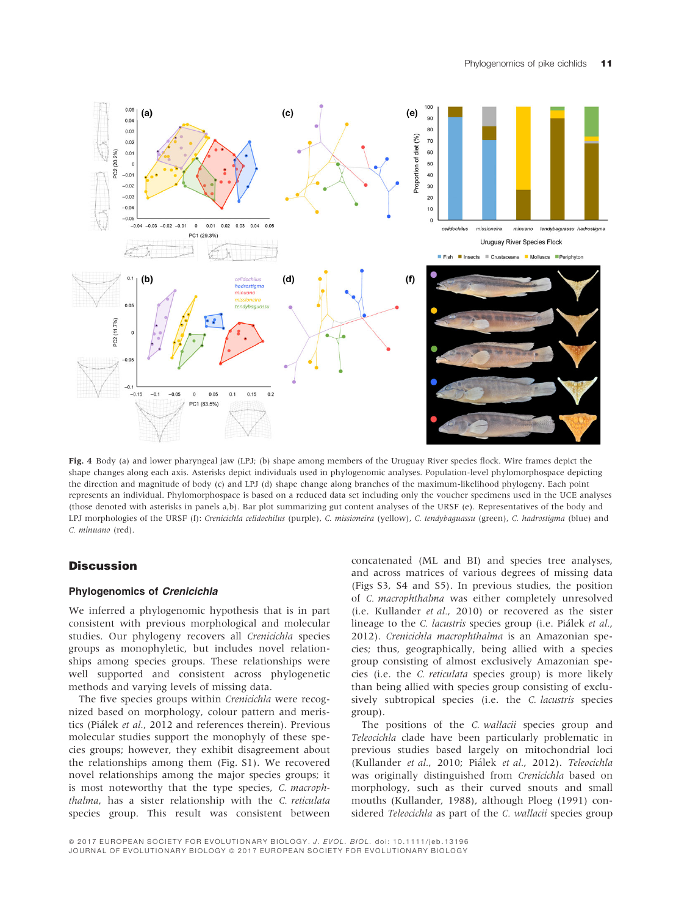**Fig. 4** Body (a) and lower pharyngeal jaw (LPJ; (b) shape among members of the Uruguay River species flock. Wire frames depict the shape changes along each axis. Asterisks depict individuals used in phylogenomic analyses. Population-level phylomorphospace depicting the direction and magnitude of body (c) and LPJ (d) shape change along branches of the maximum-likelihood phylogeny. Each point represents an individual. Phylomorphospace is based on a reduced data set including only the voucher specimens used in the UCE analyses (those denoted with asterisks in panels a,b). Bar plot summarizing gut content analyses of the URSF (e). Representatives of the body and LPJ morphologies of the URSF (f): *Crenicichla celidochilus* (purple), *C. missioneira* (yellow), *C. tendybaguassu* (green), *C. hadrostigma* (blue) and *C. minuano* (red).

## Discussion

### Phylogenomics of *Crenicichla*

We inferred a phylogenomic hypothesis that is in part consistent with previous morphological and molecular studies. Our phylogeny recovers all *Crenicichla* species groups as monophyletic, but includes novel relationships among species groups. These relationships were well supported and consistent across phylogenetic methods and varying levels of missing data.

The five species groups within *Crenicichla* were recognized based on morphology, colour pattern and meristics (Piálek *et al.*, 2012 and references therein). Previous molecular studies support the monophyly of these species groups; however, they exhibit disagreement about the relationships among them (Fig. S1). We recovered novel relationships among the major species groups; it is most noteworthy that the type species, *C. macrophthalma*, has a sister relationship with the *C. reticulata* species group. This result was consistent between concatenated (ML and BI) and species tree analyses, and across matrices of various degrees of missing data (Figs S3, S4 and S5). In previous studies, the position of *C. macrophthalma* was either completely unresolved (i.e. Kullander *et al.*, 2010) or recovered as the sister lineage to the *C. lacustris* species group (i.e. Piálek *et al.*, 2012). *Crenicichla macrophthalma* is an Amazonian species; thus, geographically, being allied with a species group consisting of almost exclusively Amazonian species (i.e. the *C. reticulata* species group) is more likely than being allied with species group consisting of exclusively subtropical species (i.e. the *C. lacustris* species group).

The positions of the *C. wallacii* species group and *Teleocichla* clade have been particularly problematic in previous studies based largely on mitochondrial loci (Kullander *et al.*, 2010; Piálek *et al.*, 2012). *Teleocichla* was originally distinguished from *Crenicichla* based on morphology, such as their curved snouts and small mouths (Kullander, 1988), although Ploeg (1991) considered *Teleocichla* as part of the *C. wallacii* species group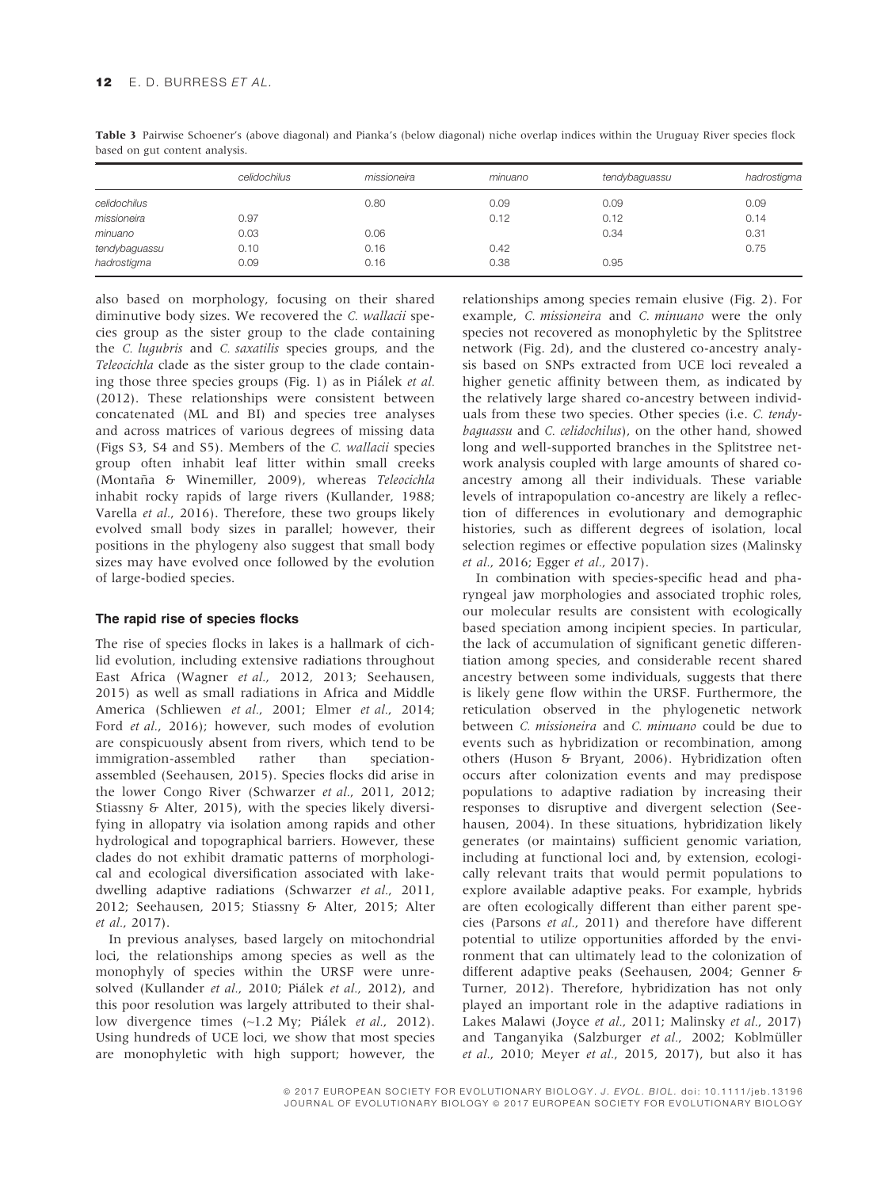**Table 3** Pairwise Schoener's (above diagonal) and Pianka's (below diagonal) niche overlap indices within the Uruguay River species flock based on gut content analysis.

| | *celidochilus* | *missioneira* | *minuano* | *tendybaguassu* | *hadrostigma* |
|---|---|---|---|---|---|
| *celidochilus* | | 0.80 | 0.09 | 0.09 | 0.09 |
| *missioneira* | 0.97 | | 0.12 | 0.12 | 0.14 |
| *minuano* | 0.03 | 0.06 | | 0.34 | 0.31 |
| *tendybaguassu* | 0.10 | 0.16 | 0.42 | | 0.75 |
| *hadrostigma* | 0.09 | 0.16 | 0.38 | 0.95 | |

also based on morphology, focusing on their shared diminutive body sizes. We recovered the *C. wallacii* species group as the sister group to the clade containing the *C. lugubris* and *C. saxatilis* species groups, and the *Teleocichla* clade as the sister group to the clade containing those three species groups (Fig. 1) as in Piálek *et al.* (2012). These relationships were consistent between concatenated (ML and BI) and species tree analyses and across matrices of various degrees of missing data (Figs S3, S4 and S5). Members of the *C. wallacii* species group often inhabit leaf litter within small creeks (Montaña & Winemiller, 2009), whereas *Teleocichla* inhabit rocky rapids of large rivers (Kullander, 1988; Varella *et al.*, 2016). Therefore, these two groups likely evolved small body sizes in parallel; however, their positions in the phylogeny also suggest that small body sizes may have evolved once followed by the evolution of large-bodied species.

### The rapid rise of species flocks

The rise of species flocks in lakes is a hallmark of cichlid evolution, including extensive radiations throughout East Africa (Wagner *et al.*, 2012, 2013; Seehausen, 2015) as well as small radiations in Africa and Middle America (Schliewen *et al.*, 2001; Elmer *et al.*, 2014; Ford *et al.*, 2016); however, such modes of evolution are conspicuously absent from rivers, which tend to be immigration-assembled rather than speciation-assembled (Seehausen, 2015). Species flocks did arise in the lower Congo River (Schwarzer *et al.*, 2011, 2012; Stiassny & Alter, 2015), with the species likely diversifying in allopatry via isolation among rapids and other hydrological and topographical barriers. However, these clades do not exhibit dramatic patterns of morphological and ecological diversification associated with lake-dwelling adaptive radiations (Schwarzer *et al.*, 2011, 2012; Seehausen, 2015; Stiassny & Alter, 2015; Alter *et al.*, 2017).

In previous analyses, based largely on mitochondrial loci, the relationships among species as well as the monophyly of species within the URSF were unresolved (Kullander *et al.*, 2010; Piálek *et al.*, 2012), and this poor resolution was largely attributed to their shallow divergence times (~1.2 My; Piálek *et al.*, 2012). Using hundreds of UCE loci, we show that most species are monophyletic with high support; however, the relationships among species remain elusive (Fig. 2). For example, *C. missioneira* and *C. minuano* were the only species not recovered as monophyletic by the Splitstree network (Fig. 2d), and the clustered co-ancestry analysis based on SNPs extracted from UCE loci revealed a higher genetic affinity between them, as indicated by the relatively large shared co-ancestry between individuals from these two species. Other species (i.e. *C. tendybaguassu* and *C. celidochilus*), on the other hand, showed long and well-supported branches in the Splitstree network analysis coupled with large amounts of shared co-ancestry among all their individuals. These variable levels of intrapopulation co-ancestry are likely a reflection of differences in evolutionary and demographic histories, such as different degrees of isolation, local selection regimes or effective population sizes (Malinsky *et al.*, 2016; Egger *et al.*, 2017).

In combination with species-specific head and pharyngeal jaw morphologies and associated trophic roles, our molecular results are consistent with ecologically based speciation among incipient species. In particular, the lack of accumulation of significant genetic differentiation among species, and considerable recent shared ancestry between some individuals, suggests that there is likely gene flow within the URSF. Furthermore, the reticulation observed in the phylogenetic network between *C. missioneira* and *C. minuano* could be due to events such as hybridization or recombination, among others (Huson & Bryant, 2006). Hybridization often occurs after colonization events and may predispose populations to adaptive radiation by increasing their responses to disruptive and divergent selection (Seehausen, 2004). In these situations, hybridization likely generates (or maintains) sufficient genomic variation, including at functional loci and, by extension, ecologically relevant traits that would permit populations to explore available adaptive peaks. For example, hybrids are often ecologically different than either parent species (Parsons *et al.*, 2011) and therefore have different potential to utilize opportunities afforded by the environment that can ultimately lead to the colonization of different adaptive peaks (Seehausen, 2004; Genner & Turner, 2012). Therefore, hybridization has not only played an important role in the adaptive radiations in Lakes Malawi (Joyce *et al.*, 2011; Malinsky *et al.*, 2017) and Tanganyika (Salzburger *et al.*, 2002; Koblmüller *et al.*, 2010; Meyer *et al.*, 2015, 2017), but also it has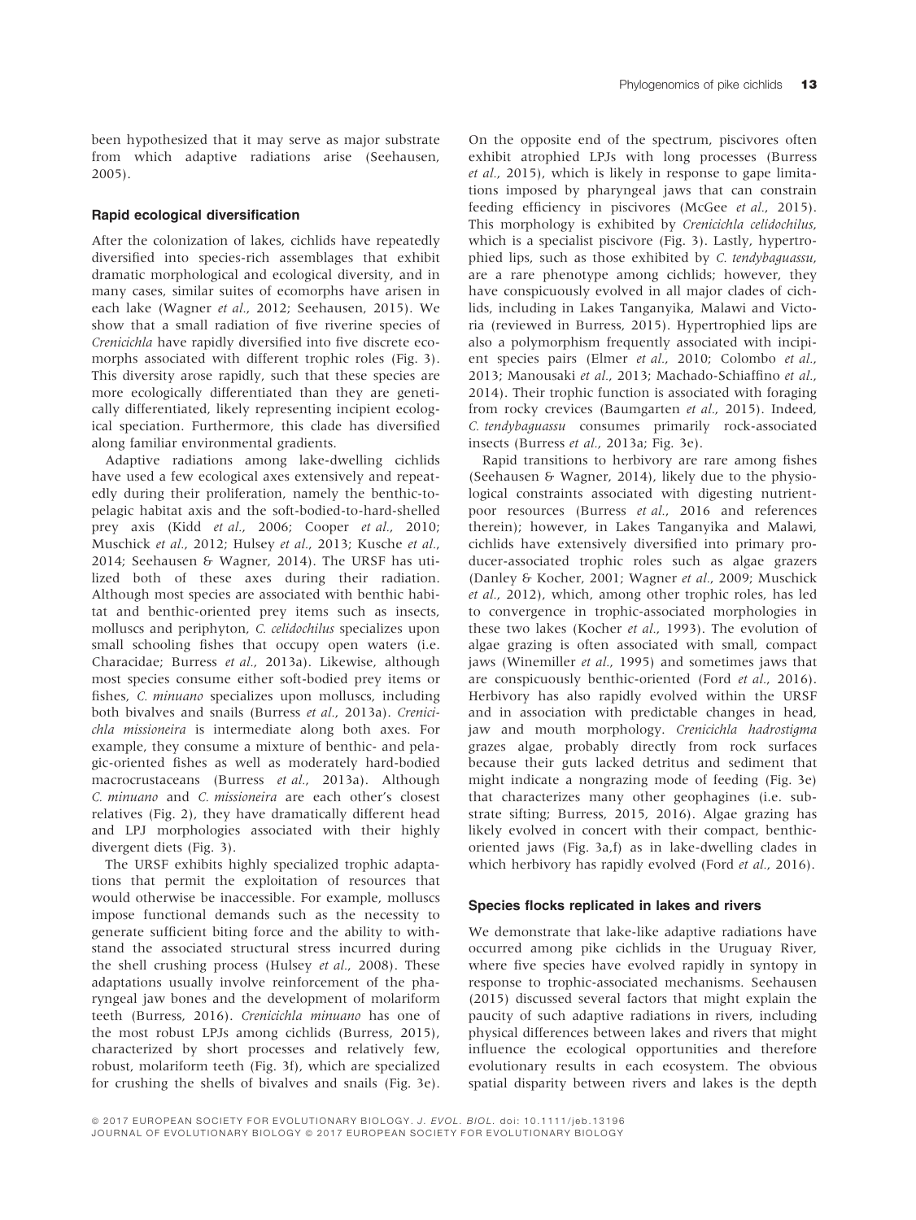been hypothesized that it may serve as major substrate from which adaptive radiations arise (Seehausen, 2005).

### Rapid ecological diversification

After the colonization of lakes, cichlids have repeatedly diversified into species-rich assemblages that exhibit dramatic morphological and ecological diversity, and in many cases, similar suites of ecomorphs have arisen in each lake (Wagner *et al.*, 2012; Seehausen, 2015). We show that a small radiation of five riverine species of *Crenicichla* have rapidly diversified into five discrete ecomorphs associated with different trophic roles (Fig. 3). This diversity arose rapidly, such that these species are more ecologically differentiated than they are genetically differentiated, likely representing incipient ecological speciation. Furthermore, this clade has diversified along familiar environmental gradients.

Adaptive radiations among lake-dwelling cichlids have used a few ecological axes extensively and repeatedly during their proliferation, namely the benthic-to-pelagic habitat axis and the soft-bodied-to-hard-shelled prey axis (Kidd *et al.*, 2006; Cooper *et al.*, 2010; Muschick *et al.*, 2012; Hulsey *et al.*, 2013; Kusche *et al.*, 2014; Seehausen & Wagner, 2014). The URSF has utilized both of these axes during their radiation. Although most species are associated with benthic habitat and benthic-oriented prey items such as insects, molluscs and periphyton, *C. celidochilus* specializes upon small schooling fishes that occupy open waters (i.e. Characidae; Burress *et al.*, 2013a). Likewise, although most species consume either soft-bodied prey items or fishes, *C. minuano* specializes upon molluscs, including both bivalves and snails (Burress *et al.*, 2013a). *Crenicichla missioneira* is intermediate along both axes. For example, they consume a mixture of benthic- and pelagic-oriented fishes as well as moderately hard-bodied macrocrustaceans (Burress *et al.*, 2013a). Although *C. minuano* and *C. missioneira* are each other's closest relatives (Fig. 2), they have dramatically different head and LPJ morphologies associated with their highly divergent diets (Fig. 3).

The URSF exhibits highly specialized trophic adaptations that permit the exploitation of resources that would otherwise be inaccessible. For example, molluscs impose functional demands such as the necessity to generate sufficient biting force and the ability to withstand the associated structural stress incurred during the shell crushing process (Hulsey *et al.*, 2008). These adaptations usually involve reinforcement of the pharyngeal jaw bones and the development of molariform teeth (Burress, 2016). *Crenicichla minuano* has one of the most robust LPJs among cichlids (Burress, 2015), characterized by short processes and relatively few, robust, molariform teeth (Fig. 3f), which are specialized for crushing the shells of bivalves and snails (Fig. 3e). On the opposite end of the spectrum, piscivores often exhibit atrophied LPJs with long processes (Burress *et al.*, 2015), which is likely in response to gape limitations imposed by pharyngeal jaws that can constrain feeding efficiency in piscivores (McGee *et al.*, 2015). This morphology is exhibited by *Crenicichla celidochilus*, which is a specialist piscivore (Fig. 3). Lastly, hypertrophied lips, such as those exhibited by *C. tendybaguassu*, are a rare phenotype among cichlids; however, they have conspicuously evolved in all major clades of cichlids, including in Lakes Tanganyika, Malawi and Victoria (reviewed in Burress, 2015). Hypertrophied lips are also a polymorphism frequently associated with incipient species pairs (Elmer *et al.*, 2010; Colombo *et al.*, 2013; Manousaki *et al.*, 2013; Machado-Schiaffino *et al.*, 2014). Their trophic function is associated with foraging from rocky crevices (Baumgarten *et al.*, 2015). Indeed, *C. tendybaguassu* consumes primarily rock-associated insects (Burress *et al.*, 2013a; Fig. 3e).

Rapid transitions to herbivory are rare among fishes (Seehausen & Wagner, 2014), likely due to the physiological constraints associated with digesting nutrient-poor resources (Burress *et al.*, 2016 and references therein); however, in Lakes Tanganyika and Malawi, cichlids have extensively diversified into primary producer-associated trophic roles such as algae grazers (Danley & Kocher, 2001; Wagner *et al.*, 2009; Muschick *et al.*, 2012), which, among other trophic roles, has led to convergence in trophic-associated morphologies in these two lakes (Kocher *et al.*, 1993). The evolution of algae grazing is often associated with small, compact jaws (Winemiller *et al.*, 1995) and sometimes jaws that are conspicuously benthic-oriented (Ford *et al.*, 2016). Herbivory has also rapidly evolved within the URSF and in association with predictable changes in head, jaw and mouth morphology. *Crenicichla hadrostigma* grazes algae, probably directly from rock surfaces because their guts lacked detritus and sediment that might indicate a nongrazing mode of feeding (Fig. 3e) that characterizes many other geophagines (i.e. substrate sifting; Burress, 2015, 2016). Algae grazing has likely evolved in concert with their compact, benthic-oriented jaws (Fig. 3a,f) as in lake-dwelling clades in which herbivory has rapidly evolved (Ford *et al.*, 2016).

### Species flocks replicated in lakes and rivers

We demonstrate that lake-like adaptive radiations have occurred among pike cichlids in the Uruguay River, where five species have evolved rapidly in syntopy in response to trophic-associated mechanisms. Seehausen (2015) discussed several factors that might explain the paucity of such adaptive radiations in rivers, including physical differences between lakes and rivers that might influence the ecological opportunities and therefore evolutionary results in each ecosystem. The obvious spatial disparity between rivers and lakes is the depth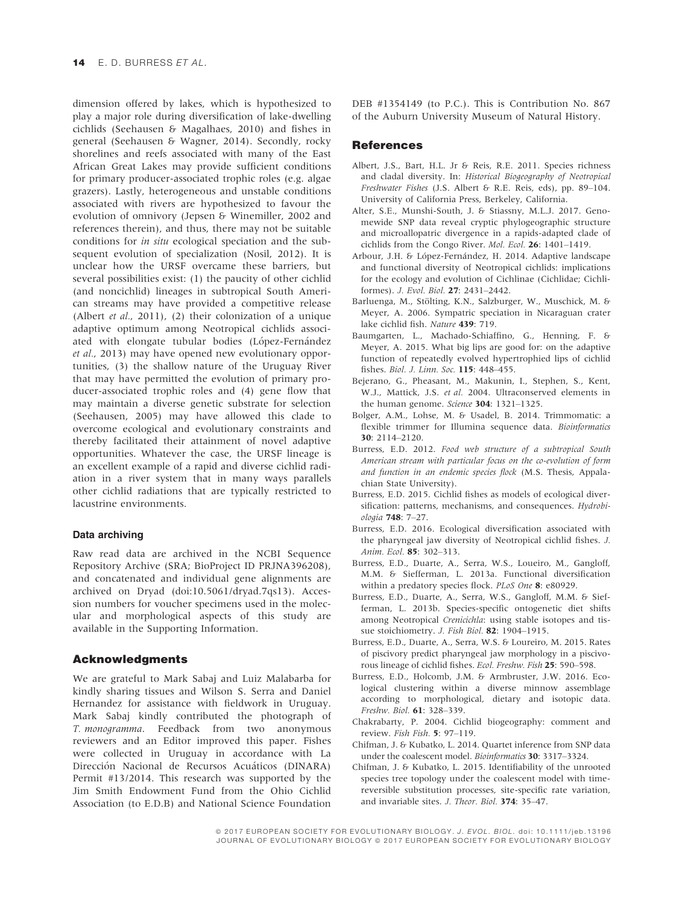dimension offered by lakes, which is hypothesized to play a major role during diversification of lake-dwelling cichlids (Seehausen & Magalhaes, 2010) and fishes in general (Seehausen & Wagner, 2014). Secondly, rocky shorelines and reefs associated with many of the East African Great Lakes may provide sufficient conditions for primary producer-associated trophic roles (e.g. algae grazers). Lastly, heterogeneous and unstable conditions associated with rivers are hypothesized to favour the evolution of omnivory (Jepsen & Winemiller, 2002 and references therein), and thus, there may not be suitable conditions for *in situ* ecological speciation and the subsequent evolution of specialization (Nosil, 2012). It is unclear how the URSF overcame these barriers, but several possibilities exist: (1) the paucity of other cichlid (and noncichlid) lineages in subtropical South American streams may have provided a competitive release (Albert *et al.*, 2011), (2) their colonization of a unique adaptive optimum among Neotropical cichlids associated with elongate tubular bodies (López-Fernández *et al.*, 2013) may have opened new evolutionary opportunities, (3) the shallow nature of the Uruguay River that may have permitted the evolution of primary producer-associated trophic roles and (4) gene flow that may maintain a diverse genetic substrate for selection (Seehausen, 2005) may have allowed this clade to overcome ecological and evolutionary constraints and thereby facilitated their attainment of novel adaptive opportunities. Whatever the case, the URSF lineage is an excellent example of a rapid and diverse cichlid radiation in a river system that in many ways parallels other cichlid radiations that are typically restricted to lacustrine environments.

#### Data archiving

Raw read data are archived in the NCBI Sequence Repository Archive (SRA; BioProject ID PRJNA396208), and concatenated and individual gene alignments are archived on Dryad (doi:10.5061/dryad.7qs13). Accession numbers for voucher specimens used in the molecular and morphological aspects of this study are available in the Supporting Information.

## Acknowledgments

We are grateful to Mark Sabaj and Luiz Malabarba for kindly sharing tissues and Wilson S. Serra and Daniel Hernandez for assistance with fieldwork in Uruguay. Mark Sabaj kindly contributed the photograph of *T. monogramma*. Feedback from two anonymous reviewers and an Editor improved this paper. Fishes were collected in Uruguay in accordance with La Dirección Nacional de Recursos Acuáticos (DINARA) Permit #13/2014. This research was supported by the Jim Smith Endowment Fund from the Ohio Cichlid Association (to E.D.B) and National Science Foundation DEB #1354149 (to P.C.). This is Contribution No. 867 of the Auburn University Museum of Natural History.

## References

Albert, J.S., Bart, H.L. Jr & Reis, R.E. 2011. Species richness and cladal diversity. In: *Historical Biogeography of Neotropical Freshwater Fishes* (J.S. Albert & R.E. Reis, eds), pp. 89–104. University of California Press, Berkeley, California.

Alter, S.E., Munshi-South, J. & Stiassny, M.L.J. 2017. Genomewide SNP data reveal cryptic phylogeographic structure and microallopatric divergence in a rapids-adapted clade of cichlids from the Congo River. *Mol. Ecol.* **26**: 1401–1419.

Arbour, J.H. & López-Fernández, H. 2014. Adaptive landscape and functional diversity of Neotropical cichlids: implications for the ecology and evolution of Cichlinae (Cichlidae; Cichliformes). *J. Evol. Biol.* **27**: 2431–2442.

Barluenga, M., Stölting, K.N., Salzburger, W., Muschick, M. & Meyer, A. 2006. Sympatric speciation in Nicaraguan crater lake cichlid fish. *Nature* **439**: 719.

Baumgarten, L., Machado-Schiaffino, G., Henning, F. & Meyer, A. 2015. What big lips are good for: on the adaptive function of repeatedly evolved hypertrophied lips of cichlid fishes. *Biol. J. Linn. Soc.* **115**: 448–455.

Bejerano, G., Pheasant, M., Makunin, I., Stephen, S., Kent, W.J., Mattick, J.S. *et al.* 2004. Ultraconserved elements in the human genome. *Science* **304**: 1321–1325.

Bolger, A.M., Lohse, M. & Usadel, B. 2014. Trimmomatic: a flexible trimmer for Illumina sequence data. *Bioinformatics* **30**: 2114–2120.

Burress, E.D. 2012. *Food web structure of a subtropical South American stream with particular focus on the co-evolution of form and function in an endemic species flock* (M.S. Thesis, Appalachian State University).

Burress, E.D. 2015. Cichlid fishes as models of ecological diversification: patterns, mechanisms, and consequences. *Hydrobiologia* **748**: 7–27.

Burress, E.D. 2016. Ecological diversification associated with the pharyngeal jaw diversity of Neotropical cichlid fishes. *J. Anim. Ecol.* **85**: 302–313.

Burress, E.D., Duarte, A., Serra, W.S., Loueiro, M., Gangloff, M.M. & Siefferman, L. 2013a. Functional diversification within a predatory species flock. *PLoS One* **8**: e80929.

Burress, E.D., Duarte, A., Serra, W.S., Gangloff, M.M. & Siefferman, L. 2013b. Species-specific ontogenetic diet shifts among Neotropical *Crenicichla*: using stable isotopes and tissue stoichiometry. *J. Fish Biol.* **82**: 1904–1915.

Burress, E.D., Duarte, A., Serra, W.S. & Loureiro, M. 2015. Rates of piscivory predict pharyngeal jaw morphology in a piscivorous lineage of cichlid fishes. *Ecol. Freshw. Fish* **25**: 590–598.

Burress, E.D., Holcomb, J.M. & Armbruster, J.W. 2016. Ecological clustering within a diverse minnow assemblage according to morphological, dietary and isotopic data. *Freshw. Biol.* **61**: 328–339.

Chakrabarty, P. 2004. Cichlid biogeography: comment and review. *Fish Fish.* **5**: 97–119.

Chifman, J. & Kubatko, L. 2014. Quartet inference from SNP data under the coalescent model. *Bioinformatics* **30**: 3317–3324.

Chifman, J. & Kubatko, L. 2015. Identifiability of the unrooted species tree topology under the coalescent model with time-reversible substitution processes, site-specific rate variation, and invariable sites. *J. Theor. Biol.* **374**: 35–47.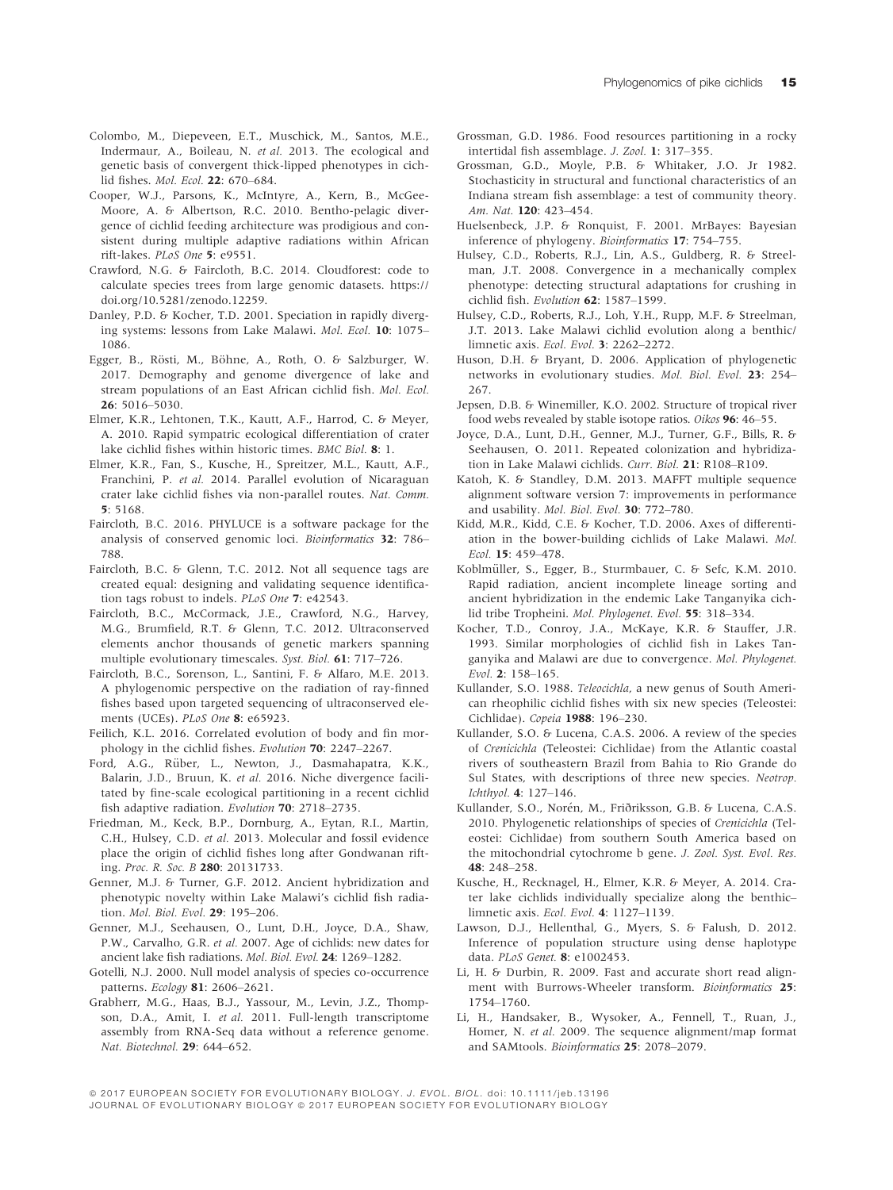Colombo, M., Diepeveen, E.T., Muschick, M., Santos, M.E., Indermaur, A., Boileau, N. *et al.* 2013. The ecological and genetic basis of convergent thick-lipped phenotypes in cichlid fishes. *Mol. Ecol.* **22**: 670–684.

Cooper, W.J., Parsons, K., McIntyre, A., Kern, B., McGee-Moore, A. & Albertson, R.C. 2010. Bentho-pelagic divergence of cichlid feeding architecture was prodigious and consistent during multiple adaptive radiations within African rift-lakes. *PLoS One* **5**: e9551.

Crawford, N.G. & Faircloth, B.C. 2014. Cloudforest: code to calculate species trees from large genomic datasets. https://doi.org/10.5281/zenodo.12259.

Danley, P.D. & Kocher, T.D. 2001. Speciation in rapidly diverging systems: lessons from Lake Malawi. *Mol. Ecol.* **10**: 1075–1086.

Egger, B., Rösti, M., Böhne, A., Roth, O. & Salzburger, W. 2017. Demography and genome divergence of lake and stream populations of an East African cichlid fish. *Mol. Ecol.* **26**: 5016–5030.

Elmer, K.R., Lehtonen, T.K., Kautt, A.F., Harrod, C. & Meyer, A. 2010. Rapid sympatric ecological differentiation of crater lake cichlid fishes within historic times. *BMC Biol.* **8**: 1.

Elmer, K.R., Fan, S., Kusche, H., Spreitzer, M.L., Kautt, A.F., Franchini, P. *et al.* 2014. Parallel evolution of Nicaraguan crater lake cichlid fishes via non-parallel routes. *Nat. Comm.* **5**: 5168.

Faircloth, B.C. 2016. PHYLUCE is a software package for the analysis of conserved genomic loci. *Bioinformatics* **32**: 786–788.

Faircloth, B.C. & Glenn, T.C. 2012. Not all sequence tags are created equal: designing and validating sequence identification tags robust to indels. *PLoS One* **7**: e42543.

Faircloth, B.C., McCormack, J.E., Crawford, N.G., Harvey, M.G., Brumfield, R.T. & Glenn, T.C. 2012. Ultraconserved elements anchor thousands of genetic markers spanning multiple evolutionary timescales. *Syst. Biol.* **61**: 717–726.

Faircloth, B.C., Sorenson, L., Santini, F. & Alfaro, M.E. 2013. A phylogenomic perspective on the radiation of ray-finned fishes based upon targeted sequencing of ultraconserved elements (UCEs). *PLoS One* **8**: e65923.

Feilich, K.L. 2016. Correlated evolution of body and fin morphology in the cichlid fishes. *Evolution* **70**: 2247–2267.

Ford, A.G., Rüber, L., Newton, J., Dasmahapatra, K.K., Balarin, J.D., Bruun, K. *et al.* 2016. Niche divergence facilitated by fine-scale ecological partitioning in a recent cichlid fish adaptive radiation. *Evolution* **70**: 2718–2735.

Friedman, M., Keck, B.P., Dornburg, A., Eytan, R.I., Martin, C.H., Hulsey, C.D. *et al.* 2013. Molecular and fossil evidence place the origin of cichlid fishes long after Gondwanan rifting. *Proc. R. Soc. B* **280**: 20131733.

Genner, M.J. & Turner, G.F. 2012. Ancient hybridization and phenotypic novelty within Lake Malawi's cichlid fish radiation. *Mol. Biol. Evol.* **29**: 195–206.

Genner, M.J., Seehausen, O., Lunt, D.H., Joyce, D.A., Shaw, P.W., Carvalho, G.R. *et al.* 2007. Age of cichlids: new dates for ancient lake fish radiations. *Mol. Biol. Evol.* **24**: 1269–1282.

Gotelli, N.J. 2000. Null model analysis of species co-occurrence patterns. *Ecology* **81**: 2606–2621.

Grabherr, M.G., Haas, B.J., Yassour, M., Levin, J.Z., Thompson, D.A., Amit, I. *et al.* 2011. Full-length transcriptome assembly from RNA-Seq data without a reference genome. *Nat. Biotechnol.* **29**: 644–652.

Grossman, G.D. 1986. Food resources partitioning in a rocky intertidal fish assemblage. *J. Zool.* **1**: 317–355.

Grossman, G.D., Moyle, P.B. & Whitaker, J.O. Jr 1982. Stochasticity in structural and functional characteristics of an Indiana stream fish assemblage: a test of community theory. *Am. Nat.* **120**: 423–454.

Huelsenbeck, J.P. & Ronquist, F. 2001. MrBayes: Bayesian inference of phylogeny. *Bioinformatics* **17**: 754–755.

Hulsey, C.D., Roberts, R.J., Lin, A.S., Guldberg, R. & Streelman, J.T. 2008. Convergence in a mechanically complex phenotype: detecting structural adaptations for crushing in cichlid fish. *Evolution* **62**: 1587–1599.

Hulsey, C.D., Roberts, R.J., Loh, Y.H., Rupp, M.F. & Streelman, J.T. 2013. Lake Malawi cichlid evolution along a benthic/limnetic axis. *Ecol. Evol.* **3**: 2262–2272.

Huson, D.H. & Bryant, D. 2006. Application of phylogenetic networks in evolutionary studies. *Mol. Biol. Evol.* **23**: 254–267.

Jepsen, D.B. & Winemiller, K.O. 2002. Structure of tropical river food webs revealed by stable isotope ratios. *Oikos* **96**: 46–55.

Joyce, D.A., Lunt, D.H., Genner, M.J., Turner, G.F., Bills, R. & Seehausen, O. 2011. Repeated colonization and hybridization in Lake Malawi cichlids. *Curr. Biol.* **21**: R108–R109.

Katoh, K. & Standley, D.M. 2013. MAFFT multiple sequence alignment software version 7: improvements in performance and usability. *Mol. Biol. Evol.* **30**: 772–780.

Kidd, M.R., Kidd, C.E. & Kocher, T.D. 2006. Axes of differentiation in the bower-building cichlids of Lake Malawi. *Mol. Ecol.* **15**: 459–478.

Koblmüller, S., Egger, B., Sturmbauer, C. & Sefc, K.M. 2010. Rapid radiation, ancient incomplete lineage sorting and ancient hybridization in the endemic Lake Tanganyika cichlid tribe Tropheini. *Mol. Phylogenet. Evol.* **55**: 318–334.

Kocher, T.D., Conroy, J.A., McKaye, K.R. & Stauffer, J.R. 1993. Similar morphologies of cichlid fish in Lakes Tanganyika and Malawi are due to convergence. *Mol. Phylogenet. Evol.* **2**: 158–165.

Kullander, S.O. 1988. *Teleocichla*, a new genus of South American rheophilic cichlid fishes with six new species (Teleostei: Cichlidae). *Copeia* **1988**: 196–230.

Kullander, S.O. & Lucena, C.A.S. 2006. A review of the species of *Crenicichla* (Teleostei: Cichlidae) from the Atlantic coastal rivers of southeastern Brazil from Bahia to Rio Grande do Sul States, with descriptions of three new species. *Neotrop. Ichthyol.* **4**: 127–146.

Kullander, S.O., Norén, M., Friðriksson, G.B. & Lucena, C.A.S. 2010. Phylogenetic relationships of species of *Crenicichla* (Teleostei: Cichlidae) from southern South America based on the mitochondrial cytochrome b gene. *J. Zool. Syst. Evol. Res.* **48**: 248–258.

Kusche, H., Recknagel, H., Elmer, K.R. & Meyer, A. 2014. Crater lake cichlids individually specialize along the benthic–limnetic axis. *Ecol. Evol.* **4**: 1127–1139.

Lawson, D.J., Hellenthal, G., Myers, S. & Falush, D. 2012. Inference of population structure using dense haplotype data. *PLoS Genet.* **8**: e1002453.

Li, H. & Durbin, R. 2009. Fast and accurate short read alignment with Burrows-Wheeler transform. *Bioinformatics* **25**: 1754–1760.

Li, H., Handsaker, B., Wysoker, A., Fennell, T., Ruan, J., Homer, N. *et al.* 2009. The sequence alignment/map format and SAMtools. *Bioinformatics* **25**: 2078–2079.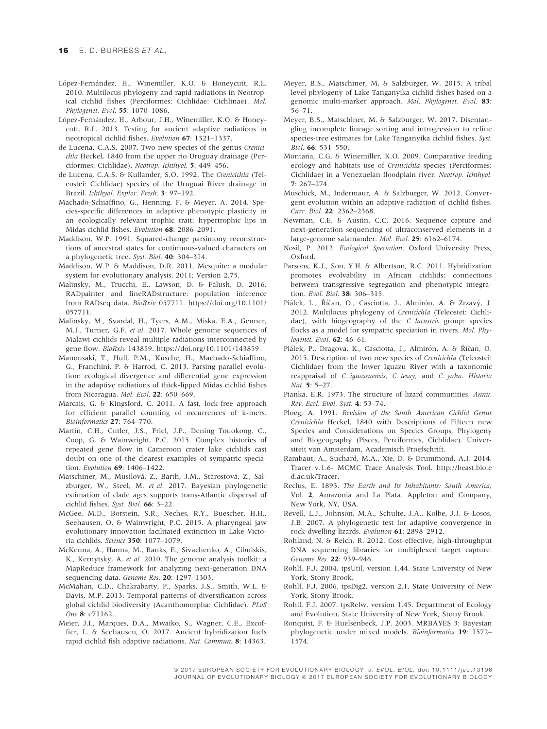López-Fernández, H., Winemiller, K.O. & Honeycutt, R.L. 2010. Multilocus phylogeny and rapid radiations in Neotropical cichlid fishes (Perciformes: Cichlidae: Cichlinae). *Mol. Phylogenet. Evol.* **55**: 1070–1086.

López-Fernández, H., Arbour, J.H., Winemiller, K.O. & Honeycutt, R.L. 2013. Testing for ancient adaptive radiations in neotropical cichlid fishes. *Evolution* **67**: 1321–1337.

de Lucena, C.A.S. 2007. Two new species of the genus *Crenicichla* Heckel, 1840 from the upper rio Uruguay drainage (Perciformes: Cichlidae). *Neotrop. Ichthyol.* **5**: 449–456.

de Lucena, C.A.S. & Kullander, S.O. 1992. The *Crenicichla* (Teleostei: Cichlidae) species of the Uruguai River drainage in Brazil. *Ichthyol. Explor. Fresh.* **3**: 97–192.

Machado-Schiaffino, G., Henning, F. & Meyer, A. 2014. Species-specific differences in adaptive phenotypic plasticity in an ecologically relevant trophic trait: hypertrophic lips in Midas cichlid fishes. *Evolution* **68**: 2086–2091.

Maddison, W.P. 1991. Squared-change parsimony reconstructions of ancestral states for continuous-valued characters on a phylogenetic tree. *Syst. Biol.* **40**: 304–314.

Maddison, W.P. & Maddison, D.R. 2011. Mesquite: a modular system for evolutionary analysis. 2011; Version 2.75.

Malinsky, M., Trucchi, E., Lawson, D. & Falush, D. 2016. RADpainter and fineRADstructure: population inference from RADseq data. *BioRxiv* 057711. https://doi.org/10.1101/057711.

Malinsky, M., Svardal, H., Tyers, A.M., Miska, E.A., Genner, M.J., Turner, G.F. *et al.* 2017. Whole genome sequences of Malawi cichlids reveal multiple radiations interconnected by gene flow. *BioRxiv* 143859. https://doi.org/10.1101/143859

Manousaki, T., Hull, P.M., Kusche, H., Machado-Schiaffino, G., Franchini, P. & Harrod, C. 2013. Parsing parallel evolution: ecological divergence and differential gene expression in the adaptive radiations of thick-lipped Midas cichlid fishes from Nicaragua. *Mol. Ecol.* **22**: 650–669.

Marcais, G. & Kingsford, C. 2011. A fast, lock-free approach for efficient parallel counting of occurrences of k-mers. *Bioinformatics* **27**: 764–770.

Martin, C.H., Cutler, J.S., Friel, J.P., Dening Touokong, C., Coop, G. & Wainwright, P.C. 2015. Complex histories of repeated gene flow in Cameroon crater lake cichlids cast doubt on one of the clearest examples of sympatric speciation. *Evolution* **69**: 1406–1422.

Matschiner, M., Musilová, Z., Barth, J.M., Starostová, Z., Salzburger, W., Steel, M. *et al.* 2017. Bayesian phylogenetic estimation of clade ages supports trans-Atlantic dispersal of cichlid fishes. *Syst. Biol.* **66**: 3–22.

McGee, M.D., Borstein, S.R., Neches, R.Y., Buescher, H.H., Seehausen, O. & Wainwright, P.C. 2015. A pharyngeal jaw evolutionary innovation facilitated extinction in Lake Victoria cichlids. *Science* **350**: 1077–1079.

McKenna, A., Hanna, M., Banks, E., Sivachenko, A., Cibulskis, K., Kernytsky, A. *et al.* 2010. The genome analysis toolkit: a MapReduce framework for analyzing next-generation DNA sequencing data. *Genome Res.* **20**: 1297–1303.

McMahan, C.D., Chakrabarty, P., Sparks, J.S., Smith, W.L. & Davis, M.P. 2013. Temporal patterns of diversification across global cichlid biodiversity (Acanthomorpha: Cichlidae). *PLoS One* **8**: e71162.

Meier, J.I., Marques, D.A., Mwaiko, S., Wagner, C.E., Excoffier, L. & Seehausen, O. 2017. Ancient hybridization fuels rapid cichlid fish adaptive radiations. *Nat. Commun.* **8**: 14363.

Meyer, B.S., Matschiner, M. & Salzburger, W. 2015. A tribal level phylogeny of Lake Tanganyika cichlid fishes based on a genomic multi-marker approach. *Mol. Phylogenet. Evol.* **83**: 56–71.

Meyer, B.S., Matschiner, M. & Salzburger, W. 2017. Disentangling incomplete lineage sorting and introgression to refine species-tree estimates for Lake Tanganyika cichlid fishes. *Syst. Biol.* **66**: 531–550.

Montaña, C.G. & Winemiller, K.O. 2009. Comparative feeding ecology and habitats use of *Crenicichla* species (Perciformes: Cichlidae) in a Venezuelan floodplain river. *Neotrop. Ichthyol.* **7**: 267–274.

Muschick, M., Indermaur, A. & Salzburger, W. 2012. Convergent evolution within an adaptive radiation of cichlid fishes. *Curr. Biol.* **22**: 2362–2368.

Newman, C.E. & Austin, C.C. 2016. Sequence capture and next-generation sequencing of ultraconserved elements in a large-genome salamander. *Mol. Ecol.* **25**: 6162–6174.

Nosil, P. 2012. *Ecological Speciation*. Oxford University Press, Oxford.

Parsons, K.J., Son, Y.H. & Albertson, R.C. 2011. Hybridization promotes evolvability in African cichlids: connections between transgressive segregation and phenotypic integration. *Evol. Biol.* **38**: 306–315.

Piálek, L., Říčan, O., Casciotta, J., Almirón, A. & Zrzavý, J. 2012. Multilocus phylogeny of *Crenicichla* (Teleostei: Cichlidae), with biogeography of the *C. lacustris* group: species flocks as a model for sympatric speciation in rivers. *Mol. Phylogenet. Evol.* **62**: 46–61.

Piálek, P., Dragova, K., Casciotta, J., Almirón, A. & Říčan, O. 2015. Description of two new species of *Crenicichla* (Teleostei: Cichlidae) from the lower Iguazu River with a taxonomic reappraisal of *C. iguassuensis*, *C. tesay*, and *C. yaha*. *Historia Nat.* **5**: 5–27.

Pianka, E.R. 1973. The structure of lizard communities. *Annu. Rev. Ecol. Evol. Syst.* **4**: 53–74.

Ploeg, A. 1991. *Revision of the South American Cichlid Genus Crenicichla Heckel, 1840 with Descriptions of Fifteen new Species and Considerations on Species Groups, Phylogeny and Biogeography (Pisces, Perciformes, Cichlidae)*. Universiteit van Amsterdam, Academisch Proefschrift.

Rambaut, A., Suchard, M.A., Xie, D. & Drummond, A.J. 2014. Tracer v.1.6- MCMC Trace Analysis Tool. http://beast.bio.ed.ac.uk/Tracer.

Reclus, E. 1893. *The Earth and Its Inhabitants: South America*, Vol. **2**, Amazonia and La Plata. Appleton and Company, New York, NY, USA.

Revell, L.J., Johnson, M.A., Schulte, J.A., Kolbe, J.J. & Losos, J.B. 2007. A phylogenetic test for adaptive convergence in rock-dwelling lizards. *Evolution* **61**: 2898–2912.

Rohland, N. & Reich, R. 2012. Cost-effective, high-throughput DNA sequencing libraries for multiplexed target capture. *Genome Res.* **22**: 939–946.

Rohlf, F.J. 2004. tpsUtil, version 1.44. State University of New York, Stony Brook.

Rohlf, F.J. 2006. tpsDig2, version 2.1. State University of New York, Stony Brook.

Rohlf, F.J. 2007. tpsRelw, version 1.45. Department of Ecology and Evolution, State University of New York, Stony Brook.

Ronquist, F. & Huelsenbeck, J.P. 2003. MRBAYES 3: Bayesian phylogenetic under mixed models. *Bioinformatics* **19**: 1572–1574.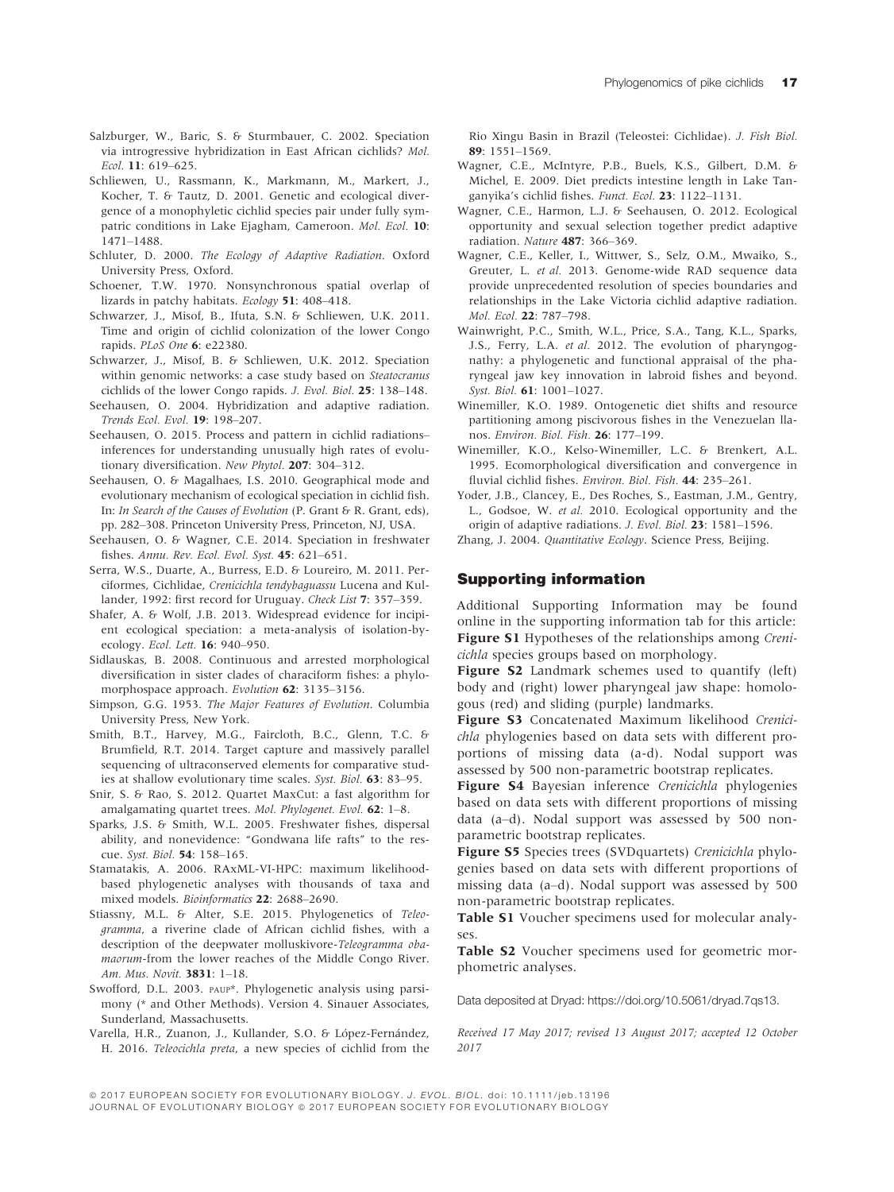Salzburger, W., Baric, S. & Sturmbauer, C. 2002. Speciation via introgressive hybridization in East African cichlids? *Mol. Ecol.* **11**: 619–625.

Schliewen, U., Rassmann, K., Markmann, M., Markert, J., Kocher, T. & Tautz, D. 2001. Genetic and ecological divergence of a monophyletic cichlid species pair under fully sympatric conditions in Lake Ejagham, Cameroon. *Mol. Ecol.* **10**: 1471–1488.

Schluter, D. 2000. *The Ecology of Adaptive Radiation*. Oxford University Press, Oxford.

Schoener, T.W. 1970. Nonsynchronous spatial overlap of lizards in patchy habitats. *Ecology* **51**: 408–418.

Schwarzer, J., Misof, B., Ifuta, S.N. & Schliewen, U.K. 2011. Time and origin of cichlid colonization of the lower Congo rapids. *PLoS One* **6**: e22380.

Schwarzer, J., Misof, B. & Schliewen, U.K. 2012. Speciation within genomic networks: a case study based on *Steatocranus* cichlids of the lower Congo rapids. *J. Evol. Biol.* **25**: 138–148.

Seehausen, O. 2004. Hybridization and adaptive radiation. *Trends Ecol. Evol.* **19**: 198–207.

Seehausen, O. 2015. Process and pattern in cichlid radiations–inferences for understanding unusually high rates of evolutionary diversification. *New Phytol.* **207**: 304–312.

Seehausen, O. & Magalhaes, I.S. 2010. Geographical mode and evolutionary mechanism of ecological speciation in cichlid fish. In: *In Search of the Causes of Evolution* (P. Grant & R. Grant, eds), pp. 282–308. Princeton University Press, Princeton, NJ, USA.

Seehausen, O. & Wagner, C.E. 2014. Speciation in freshwater fishes. *Annu. Rev. Ecol. Evol. Syst.* **45**: 621–651.

Serra, W.S., Duarte, A., Burress, E.D. & Loureiro, M. 2011. Perciformes, Cichlidae, *Crenicichla tendybaguassu* Lucena and Kullander, 1992: first record for Uruguay. *Check List* **7**: 357–359.

Shafer, A. & Wolf, J.B. 2013. Widespread evidence for incipient ecological speciation: a meta-analysis of isolation-by-ecology. *Ecol. Lett.* **16**: 940–950.

Sidlauskas, B. 2008. Continuous and arrested morphological diversification in sister clades of characiform fishes: a phylomorphospace approach. *Evolution* **62**: 3135–3156.

Simpson, G.G. 1953. *The Major Features of Evolution*. Columbia University Press, New York.

Smith, B.T., Harvey, M.G., Faircloth, B.C., Glenn, T.C. & Brumfield, R.T. 2014. Target capture and massively parallel sequencing of ultraconserved elements for comparative studies at shallow evolutionary time scales. *Syst. Biol.* **63**: 83–95.

Snir, S. & Rao, S. 2012. Quartet MaxCut: a fast algorithm for amalgamating quartet trees. *Mol. Phylogenet. Evol.* **62**: 1–8.

Sparks, J.S. & Smith, W.L. 2005. Freshwater fishes, dispersal ability, and nonevidence: "Gondwana life rafts" to the rescue. *Syst. Biol.* **54**: 158–165.

Stamatakis, A. 2006. RAxML-VI-HPC: maximum likelihood-based phylogenetic analyses with thousands of taxa and mixed models. *Bioinformatics* **22**: 2688–2690.

Stiassny, M.L. & Alter, S.E. 2015. Phylogenetics of *Teleogramma*, a riverine clade of African cichlid fishes, with a description of the deepwater molluskivore-*Teleogramma obamaorum*-from the lower reaches of the Middle Congo River. *Am. Mus. Novit.* **3831**: 1–18.

Swofford, D.L. 2003. PAUP*. Phylogenetic analysis using parsimony (* and Other Methods). Version 4. Sinauer Associates, Sunderland, Massachusetts.

Varella, H.R., Zuanon, J., Kullander, S.O. & López-Fernández, H. 2016. *Teleocichla preta*, a new species of cichlid from the Rio Xingu Basin in Brazil (Teleostei: Cichlidae). *J. Fish Biol.* **89**: 1551–1569.

Wagner, C.E., McIntyre, P.B., Buels, K.S., Gilbert, D.M. & Michel, E. 2009. Diet predicts intestine length in Lake Tanganyika's cichlid fishes. *Funct. Ecol.* **23**: 1122–1131.

Wagner, C.E., Harmon, L.J. & Seehausen, O. 2012. Ecological opportunity and sexual selection together predict adaptive radiation. *Nature* **487**: 366–369.

Wagner, C.E., Keller, I., Wittwer, S., Selz, O.M., Mwaiko, S., Greuter, L. *et al.* 2013. Genome-wide RAD sequence data provide unprecedented resolution of species boundaries and relationships in the Lake Victoria cichlid adaptive radiation. *Mol. Ecol.* **22**: 787–798.

Wainwright, P.C., Smith, W.L., Price, S.A., Tang, K.L., Sparks, J.S., Ferry, L.A. *et al.* 2012. The evolution of pharyngognathy: a phylogenetic and functional appraisal of the pharyngeal jaw key innovation in labroid fishes and beyond. *Syst. Biol.* **61**: 1001–1027.

Winemiller, K.O. 1989. Ontogenetic diet shifts and resource partitioning among piscivorous fishes in the Venezuelan llanos. *Environ. Biol. Fish.* **26**: 177–199.

Winemiller, K.O., Kelso-Winemiller, L.C. & Brenkert, A.L. 1995. Ecomorphological diversification and convergence in fluvial cichlid fishes. *Environ. Biol. Fish.* **44**: 235–261.

Yoder, J.B., Clancey, E., Des Roches, S., Eastman, J.M., Gentry, L., Godsoe, W. *et al.* 2010. Ecological opportunity and the origin of adaptive radiations. *J. Evol. Biol.* **23**: 1581–1596.

Zhang, J. 2004. *Quantitative Ecology*. Science Press, Beijing.

## Supporting information

Additional Supporting Information may be found online in the supporting information tab for this article:

**Figure S1** Hypotheses of the relationships among *Crenicichla* species groups based on morphology.

**Figure S2** Landmark schemes used to quantify (left) body and (right) lower pharyngeal jaw shape: homologous (red) and sliding (purple) landmarks.

**Figure S3** Concatenated Maximum likelihood *Crenicichla* phylogenies based on data sets with different proportions of missing data (a-d). Nodal support was assessed by 500 non-parametric bootstrap replicates.

**Figure S4** Bayesian inference *Crenicichla* phylogenies based on data sets with different proportions of missing data (a–d). Nodal support was assessed by 500 non-parametric bootstrap replicates.

**Figure S5** Species trees (SVDquartets) *Crenicichla* phylogenies based on data sets with different proportions of missing data (a–d). Nodal support was assessed by 500 non-parametric bootstrap replicates.

**Table S1** Voucher specimens used for molecular analyses.

**Table S2** Voucher specimens used for geometric morphometric analyses.

Data deposited at Dryad: https://doi.org/10.5061/dryad.7qs13.

*Received 17 May 2017; revised 13 August 2017; accepted 12 October 2017*